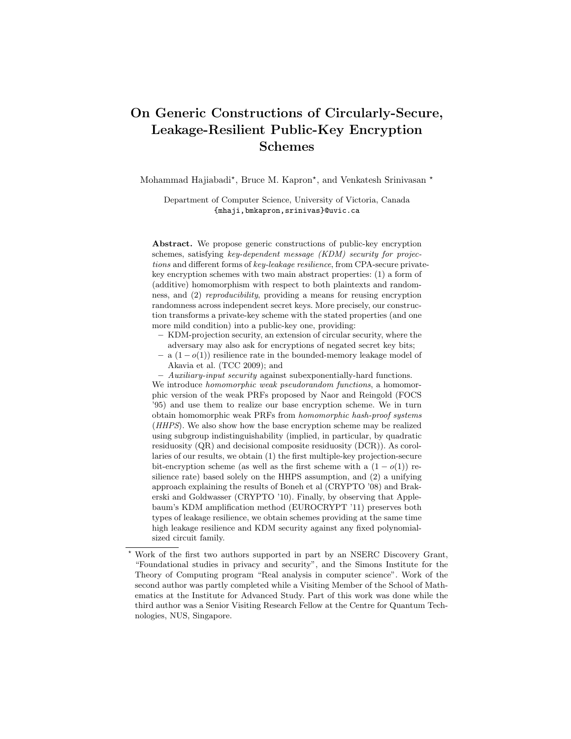# On Generic Constructions of Circularly-Secure, Leakage-Resilient Public-Key Encryption Schemes

Mohammad Hajiabadi*, Bruce M. Kapron*, and Venkatesh Srinivasan *

Department of Computer Science, University of Victoria, Canada
{mhaji,bmkapron,srinivas}@uvic.ca

**Abstract.** We propose generic constructions of public-key encryption schemes, satisfying *key-dependent message (KDM) security for projections* and different forms of *key-leakage resilience*, from CPA-secure private-key encryption schemes with two main abstract properties: (1) a form of (additive) homomorphism with respect to both plaintexts and randomness, and (2) *reproducibility*, providing a means for reusing encryption randomness across independent secret keys. More precisely, our construction transforms a private-key scheme with the stated properties (and one more mild condition) into a public-key one, providing:

- KDM-projection security, an extension of circular security, where the adversary may also ask for encryptions of negated secret key bits;
- a $(1-o(1))$ resilience rate in the bounded-memory leakage model of Akavia et al. (TCC 2009); and
- *Auxiliary-input security* against subexponentially-hard functions.

We introduce *homomorphic weak pseudorandom functions*, a homomorphic version of the weak PRFs proposed by Naor and Reingold (FOCS '95) and use them to realize our base encryption scheme. We in turn obtain homomorphic weak PRFs from *homomorphic hash-proof systems* (*HHPS*). We also show how the base encryption scheme may be realized using subgroup indistinguishability (implied, in particular, by quadratic residuosity (QR) and decisional composite residuosity (DCR)). As corollaries of our results, we obtain (1) the first multiple-key projection-secure bit-encryption scheme (as well as the first scheme with a $(1-o(1))$ resilience rate) based solely on the HHPS assumption, and (2) a unifying approach explaining the results of Boneh et al (CRYPTO '08) and Brakerski and Goldwasser (CRYPTO '10). Finally, by observing that Applebaum's KDM amplification method (EUROCRYPT '11) preserves both types of leakage resilience, we obtain schemes providing at the same time high leakage resilience and KDM security against any fixed polynomial-sized circuit family.

---

* Work of the first two authors supported in part by an NSERC Discovery Grant, "Foundational studies in privacy and security", and the Simons Institute for the Theory of Computing program "Real analysis in computer science". Work of the second author was partly completed while a Visiting Member of the School of Mathematics at the Institute for Advanced Study. Part of this work was done while the third author was a Senior Visiting Research Fellow at the Centre for Quantum Technologies, NUS, Singapore.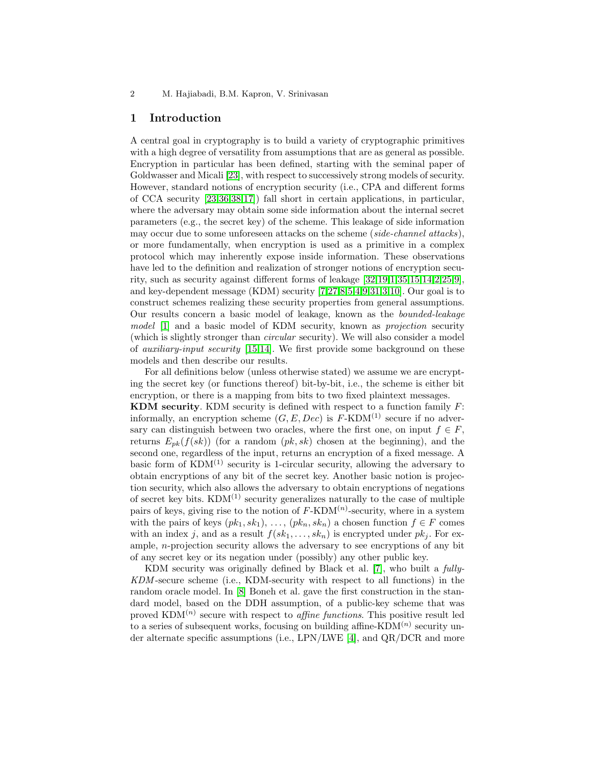## 1 Introduction

A central goal in cryptography is to build a variety of cryptographic primitives with a high degree of versatility from assumptions that are as general as possible. Encryption in particular has been defined, starting with the seminal paper of Goldwasser and Micali [23], with respect to successively strong models of security. However, standard notions of encryption security (i.e., CPA and different forms of CCA security [23,36,38,17]) fall short in certain applications, in particular, where the adversary may obtain some side information about the internal secret parameters (e.g., the secret key) of the scheme. This leakage of side information may occur due to some unforeseen attacks on the scheme (*side-channel attacks*), or more fundamentally, when encryption is used as a primitive in a complex protocol which may inherently expose inside information. These observations have led to the definition and realization of stronger notions of encryption security, such as security against different forms of leakage [32,19,1,35,15,14,2,25,9], and key-dependent message (KDM) security [7,27,8,5,4,9,31,3,10]. Our goal is to construct schemes realizing these security properties from general assumptions. Our results concern a basic model of leakage, known as the *bounded-leakage model* [1] and a basic model of KDM security, known as *projection* security (which is slightly stronger than *circular* security). We will also consider a model of *auxiliary-input security* [15,14]. We first provide some background on these models and then describe our results.

For all definitions below (unless otherwise stated) we assume we are encrypting the secret key (or functions thereof) bit-by-bit, i.e., the scheme is either bit encryption, or there is a mapping from bits to two fixed plaintext messages.

**KDM security**. KDM security is defined with respect to a function family $F$: informally, an encryption scheme $(G, E, Dec)$ is $F$-KDM$^{(1)}$ secure if no adversary can distinguish between two oracles, where the first one, on input $f \in F$, returns $E_{pk}(f(sk))$ (for a random $(pk, sk)$ chosen at the beginning), and the second one, regardless of the input, returns an encryption of a fixed message. A basic form of KDM$^{(1)}$ security is 1-circular security, allowing the adversary to obtain encryptions of any bit of the secret key. Another basic notion is projection security, which also allows the adversary to obtain encryptions of negations of secret key bits. KDM$^{(1)}$ security generalizes naturally to the case of multiple pairs of keys, giving rise to the notion of $F$-KDM$^{(n)}$-security, where in a system with the pairs of keys $(pk_1, sk_1), \ldots, (pk_n, sk_n)$ a chosen function $f \in F$ comes with an index $j$, and as a result $f(sk_1, \ldots, sk_n)$ is encrypted under $pk_j$. For example, $n$-projection security allows the adversary to see encryptions of any bit of any secret key or its negation under (possibly) any other public key.

KDM security was originally defined by Black et al. [7], who built a *fully-KDM*-secure scheme (i.e., KDM-security with respect to all functions) in the random oracle model. In [8] Boneh et al. gave the first construction in the standard model, based on the DDH assumption, of a public-key scheme that was proved KDM$^{(n)}$ secure with respect to *affine functions*. This positive result led to a series of subsequent works, focusing on building affine-KDM$^{(n)}$ security under alternate specific assumptions (i.e., LPN/LWE [4], and QR/DCR and more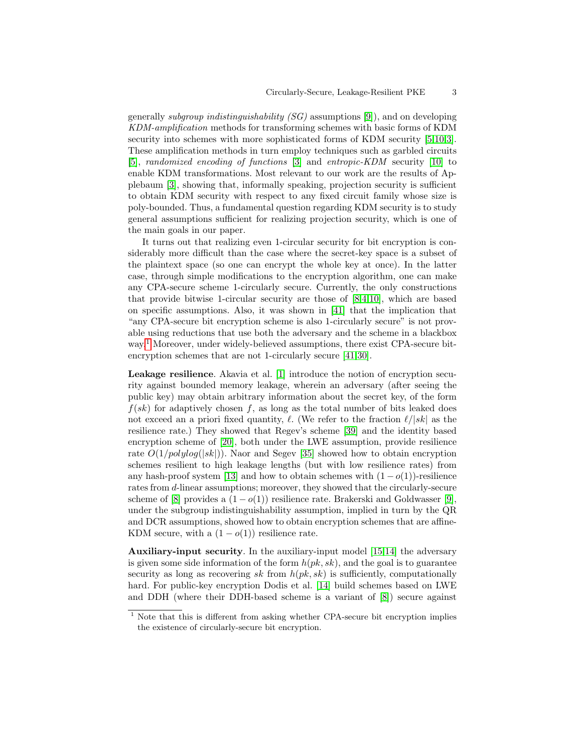generally *subgroup indistinguishability (SG)* assumptions [9]), and on developing *KDM-amplification* methods for transforming schemes with basic forms of KDM security into schemes with more sophisticated forms of KDM security [5,10,3]. These amplification methods in turn employ techniques such as garbled circuits [5], *randomized encoding of functions* [3] and *entropic-KDM* security [10] to enable KDM transformations. Most relevant to our work are the results of Applebaum [3], showing that, informally speaking, projection security is sufficient to obtain KDM security with respect to any fixed circuit family whose size is poly-bounded. Thus, a fundamental question regarding KDM security is to study general assumptions sufficient for realizing projection security, which is one of the main goals in our paper.

It turns out that realizing even 1-circular security for bit encryption is considerably more difficult than the case where the secret-key space is a subset of the plaintext space (so one can encrypt the whole key at once). In the latter case, through simple modifications to the encryption algorithm, one can make any CPA-secure scheme 1-circularly secure. Currently, the only constructions that provide bitwise 1-circular security are those of [8,4,10], which are based on specific assumptions. Also, it was shown in [41] that the implication that "any CPA-secure bit encryption scheme is also 1-circularly secure" is not provable using reductions that use both the adversary and the scheme in a blackbox way.[1] Moreover, under widely-believed assumptions, there exist CPA-secure bit-encryption schemes that are not 1-circularly secure [41,30].

**Leakage resilience**. Akavia et al. [1] introduce the notion of encryption security against bounded memory leakage, wherein an adversary (after seeing the public key) may obtain arbitrary information about the secret key, of the form $f(sk)$ for adaptively chosen $f$, as long as the total number of bits leaked does not exceed an a priori fixed quantity, $\ell$. (We refer to the fraction $\ell/|sk|$ as the resilience rate.) They showed that Regev's scheme [39] and the identity based encryption scheme of [20], both under the LWE assumption, provide resilience rate $O(1/polylog(|sk|))$. Naor and Segev [35] showed how to obtain encryption schemes resilient to high leakage lengths (but with low resilience rates) from any hash-proof system [13] and how to obtain schemes with $(1-o(1))$-resilience rates from $d$-linear assumptions; moreover, they showed that the circularly-secure scheme of [8] provides a $(1-o(1))$ resilience rate. Brakerski and Goldwasser [9], under the subgroup indistinguishability assumption, implied in turn by the QR and DCR assumptions, showed how to obtain encryption schemes that are affine-KDM secure, with a $(1-o(1))$ resilience rate.

**Auxiliary-input security**. In the auxiliary-input model [15,14] the adversary is given some side information of the form $h(pk, sk)$, and the goal is to guarantee security as long as recovering $sk$ from $h(pk, sk)$ is sufficiently, computationally hard. For public-key encryption Dodis et al. [14] build schemes based on LWE and DDH (where their DDH-based scheme is a variant of [8]) secure against

[1] Note that this is different from asking whether CPA-secure bit encryption implies the existence of circularly-secure bit encryption.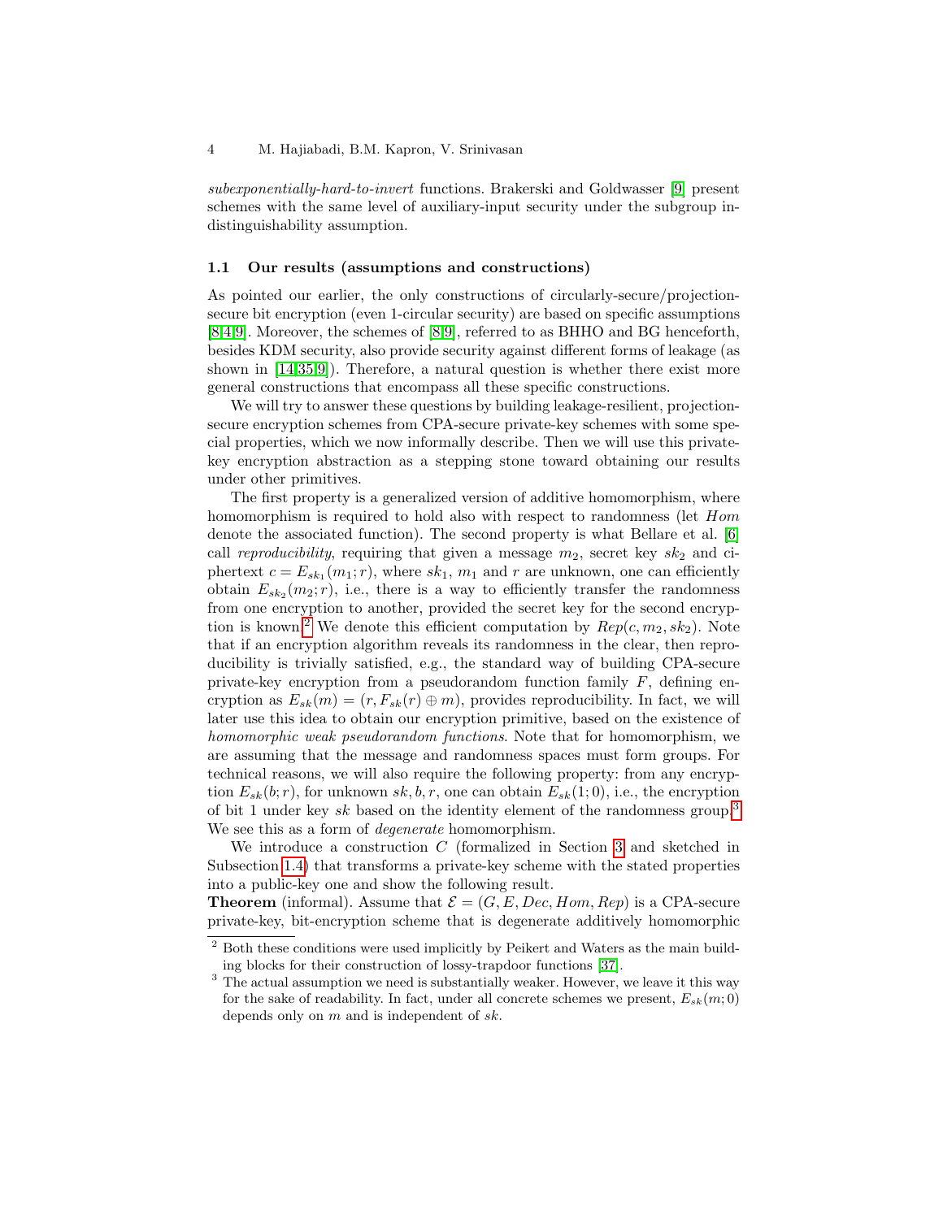*subexponentially-hard-to-invert* functions. Brakerski and Goldwasser [9] present schemes with the same level of auxiliary-input security under the subgroup indistinguishability assumption.

### 1.1 Our results (assumptions and constructions)

As pointed our earlier, the only constructions of circularly-secure/projection-secure bit encryption (even 1-circular security) are based on specific assumptions [8,4,9]. Moreover, the schemes of [8,9], referred to as BHHO and BG henceforth, besides KDM security, also provide security against different forms of leakage (as shown in [14,35,9]). Therefore, a natural question is whether there exist more general constructions that encompass all these specific constructions.

We will try to answer these questions by building leakage-resilient, projection-secure encryption schemes from CPA-secure private-key schemes with some special properties, which we now informally describe. Then we will use this private-key encryption abstraction as a stepping stone toward obtaining our results under other primitives.

The first property is a generalized version of additive homomorphism, where homomorphism is required to hold also with respect to randomness (let $Hom$ denote the associated function). The second property is what Bellare et al. [6] call *reproducibility*, requiring that given a message $m_2$, secret key $sk_2$ and ciphertext $c = E_{sk_1}(m_1; r)$, where $sk_1$, $m_1$ and $r$ are unknown, one can efficiently obtain $E_{sk_2}(m_2; r)$, i.e., there is a way to efficiently transfer the randomness from one encryption to another, provided the secret key for the second encryption is known.[2] We denote this efficient computation by $Rep(c, m_2, sk_2)$. Note that if an encryption algorithm reveals its randomness in the clear, then reproducibility is trivially satisfied, e.g., the standard way of building CPA-secure private-key encryption from a pseudorandom function family $F$, defining encryption as $E_{sk}(m) = (r, F_{sk}(r) \oplus m)$, provides reproducibility. In fact, we will later use this idea to obtain our encryption primitive, based on the existence of *homomorphic weak pseudorandom functions*. Note that for homomorphism, we are assuming that the message and randomness spaces must form groups. For technical reasons, we will also require the following property: from any encryption $E_{sk}(b; r)$, for unknown $sk, b, r$, one can obtain $E_{sk}(1; 0)$, i.e., the encryption of bit 1 under key $sk$ based on the identity element of the randomness group.[3] We see this as a form of *degenerate* homomorphism.

We introduce a construction $C$ (formalized in Section 3 and sketched in Subsection 1.4) that transforms a private-key scheme with the stated properties into a public-key one and show the following result.

**Theorem** (informal). Assume that $\mathcal{E} = (G, E, Dec, Hom, Rep)$ is a CPA-secure private-key, bit-encryption scheme that is degenerate additively homomorphic

---

[2] Both these conditions were used implicitly by Peikert and Waters as the main building blocks for their construction of lossy-trapdoor functions [37].

[3] The actual assumption we need is substantially weaker. However, we leave it this way for the sake of readability. In fact, under all concrete schemes we present, $E_{sk}(m; 0)$ depends only on $m$ and is independent of $sk$.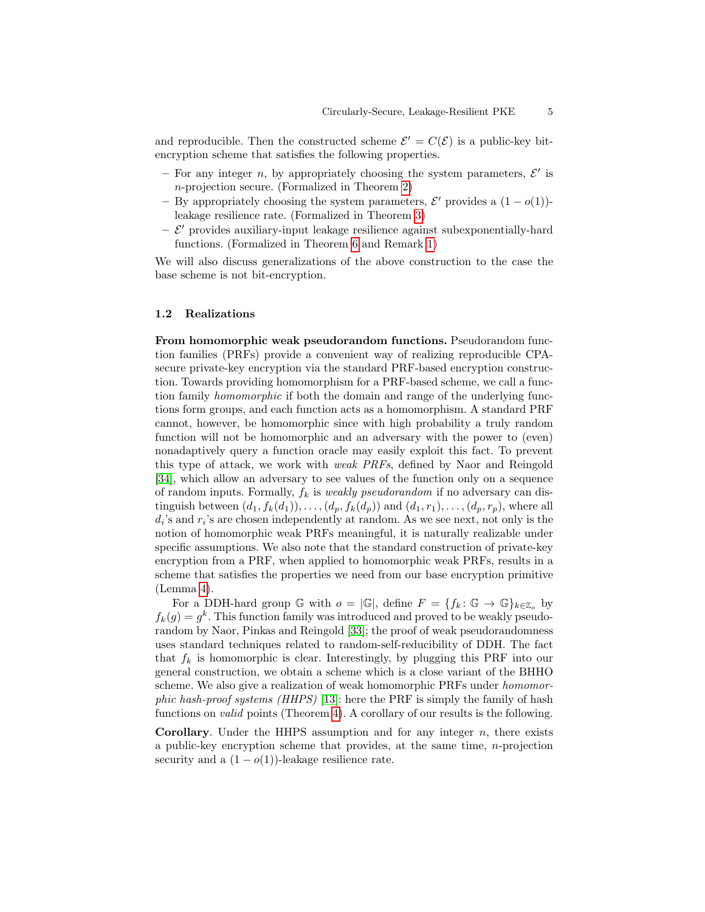and reproducible. Then the constructed scheme $\mathcal{E}' = C(\mathcal{E})$ is a public-key bit-encryption scheme that satisfies the following properties.

- For any integer $n$, by appropriately choosing the system parameters, $\mathcal{E}'$ is $n$-projection secure. (Formalized in Theorem 2)
- By appropriately choosing the system parameters, $\mathcal{E}'$ provides a $(1 - o(1))$-leakage resilience rate. (Formalized in Theorem 3)
- $\mathcal{E}'$ provides auxiliary-input leakage resilience against subexponentially-hard functions. (Formalized in Theorem 6 and Remark 1)

We will also discuss generalizations of the above construction to the case the base scheme is not bit-encryption.

### 1.2 Realizations

**From homomorphic weak pseudorandom functions.** Pseudorandom function families (PRFs) provide a convenient way of realizing reproducible CPA-secure private-key encryption via the standard PRF-based encryption construction. Towards providing homomorphism for a PRF-based scheme, we call a function family *homomorphic* if both the domain and range of the underlying functions form groups, and each function acts as a homomorphism. A standard PRF cannot, however, be homomorphic since with high probability a truly random function will not be homomorphic and an adversary with the power to (even) nonadaptively query a function oracle may easily exploit this fact. To prevent this type of attack, we work with *weak PRFs*, defined by Naor and Reingold [34], which allow an adversary to see values of the function only on a sequence of random inputs. Formally, $f_k$ is *weakly pseudorandom* if no adversary can distinguish between $(d_1, f_k(d_1)), \ldots, (d_p, f_k(d_p))$ and $(d_1, r_1), \ldots, (d_p, r_p)$, where all $d_i$'s and $r_i$'s are chosen independently at random. As we see next, not only is the notion of homomorphic weak PRFs meaningful, it is naturally realizable under specific assumptions. We also note that the standard construction of private-key encryption from a PRF, when applied to homomorphic weak PRFs, results in a scheme that satisfies the properties we need from our base encryption primitive (Lemma 4).

For a DDH-hard group $\mathbb{G}$ with $o = |\mathbb{G}|$, define $F = \{f_k \colon \mathbb{G} \to \mathbb{G}\}_{k \in \mathbb{Z}_o}$ by $f_k(g) = g^k$. This function family was introduced and proved to be weakly pseudorandom by Naor, Pinkas and Reingold [33]; the proof of weak pseudorandomness uses standard techniques related to random-self-reducibility of DDH. The fact that $f_k$ is homomorphic is clear. Interestingly, by plugging this PRF into our general construction, we obtain a scheme which is a close variant of the BHHO scheme. We also give a realization of weak homomorphic PRFs under *homomorphic hash-proof systems (HHPS)* [13]: here the PRF is simply the family of hash functions on *valid* points (Theorem 4). A corollary of our results is the following.

**Corollary**. Under the HHPS assumption and for any integer $n$, there exists a public-key encryption scheme that provides, at the same time, $n$-projection security and a $(1 - o(1))$-leakage resilience rate.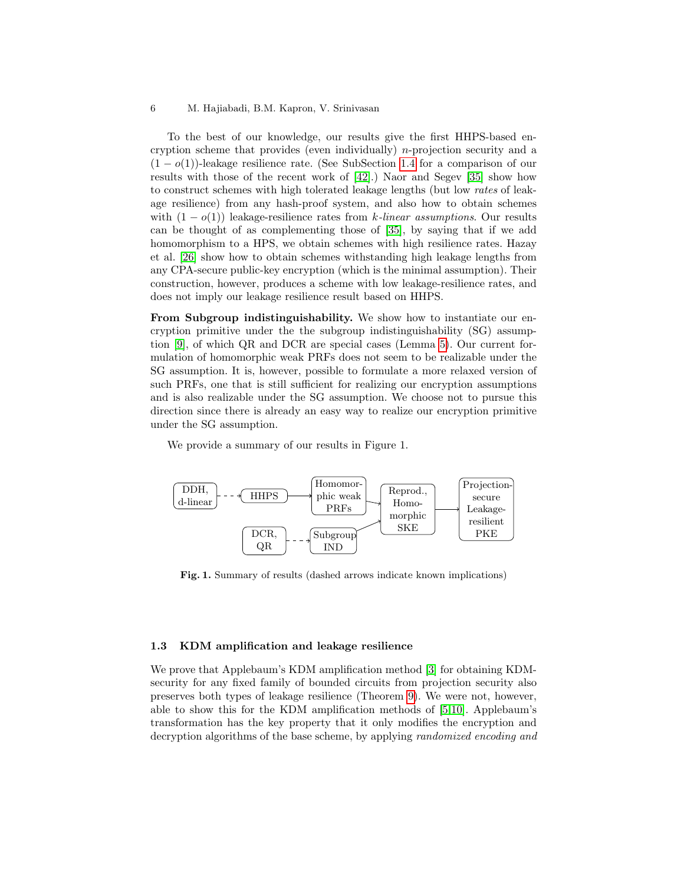To the best of our knowledge, our results give the first HHPS-based encryption scheme that provides (even individually) $n$-projection security and a $(1 - o(1))$-leakage resilience rate. (See SubSection 1.4 for a comparison of our results with those of the recent work of [42].) Naor and Segev [35] show how to construct schemes with high tolerated leakage lengths (but low *rates* of leakage resilience) from any hash-proof system, and also how to obtain schemes with $(1 - o(1))$ leakage-resilience rates from *k-linear assumptions*. Our results can be thought of as complementing those of [35], by saying that if we add homomorphism to a HPS, we obtain schemes with high resilience rates. Hazay et al. [26] show how to obtain schemes withstanding high leakage lengths from any CPA-secure public-key encryption (which is the minimal assumption). Their construction, however, produces a scheme with low leakage-resilience rates, and does not imply our leakage resilience result based on HHPS.

**From Subgroup indistinguishability.** We show how to instantiate our encryption primitive under the the subgroup indistinguishability (SG) assumption [9], of which QR and DCR are special cases (Lemma 5). Our current formulation of homomorphic weak PRFs does not seem to be realizable under the SG assumption. It is, however, possible to formulate a more relaxed version of such PRFs, one that is still sufficient for realizing our encryption assumptions and is also realizable under the SG assumption. We choose not to pursue this direction since there is already an easy way to realize our encryption primitive under the SG assumption.

We provide a summary of our results in Figure 1.

DDH, d-linear

HHPS

Homomorphic weak PRFs

Reprod., Homomorphic SKE

Projection-secure Leakage-resilient PKE

DCR, QR

Subgroup IND

**Fig. 1.** Summary of results (dashed arrows indicate known implications)

### 1.3 KDM amplification and leakage resilience

We prove that Applebaum's KDM amplification method [3] for obtaining KDM-security for any fixed family of bounded circuits from projection security also preserves both types of leakage resilience (Theorem 9). We were not, however, able to show this for the KDM amplification methods of [5,10]. Applebaum's transformation has the key property that it only modifies the encryption and decryption algorithms of the base scheme, by applying *randomized encoding and*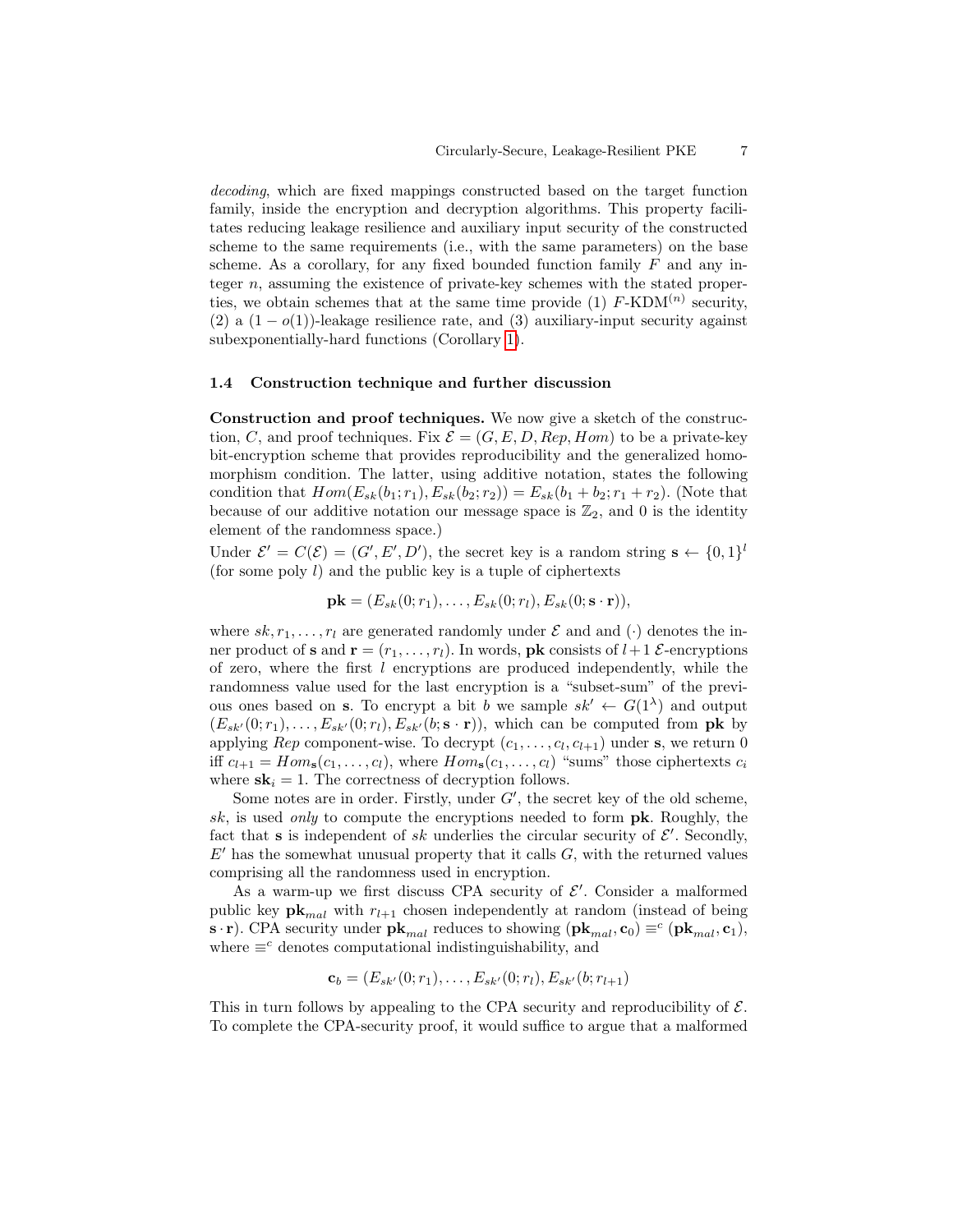*decoding*, which are fixed mappings constructed based on the target function family, inside the encryption and decryption algorithms. This property facilitates reducing leakage resilience and auxiliary input security of the constructed scheme to the same requirements (i.e., with the same parameters) on the base scheme. As a corollary, for any fixed bounded function family $F$ and any integer $n$, assuming the existence of private-key schemes with the stated properties, we obtain schemes that at the same time provide (1) $F$-KDM$^{(n)}$ security, (2) a $(1 - o(1))$-leakage resilience rate, and (3) auxiliary-input security against subexponentially-hard functions (Corollary 1).

### 1.4 Construction technique and further discussion

**Construction and proof techniques.** We now give a sketch of the construction, $C$, and proof techniques. Fix $\mathcal{E} = (G, E, D, Rep, Hom)$ to be a private-key bit-encryption scheme that provides reproducibility and the generalized homomorphism condition. The latter, using additive notation, states the following condition that $Hom(E_{sk}(b_1; r_1), E_{sk}(b_2; r_2)) = E_{sk}(b_1 + b_2; r_1 + r_2)$. (Note that because of our additive notation our message space is $\mathbb{Z}_2$, and 0 is the identity element of the randomness space.)

Under $\mathcal{E}' = C(\mathcal{E}) = (G', E', D')$, the secret key is a random string $\mathbf{s} \leftarrow \{0,1\}^l$ (for some poly $l$) and the public key is a tuple of ciphertexts

$$\mathbf{pk} = (E_{sk}(0; r_1), \ldots, E_{sk}(0; r_l), E_{sk}(0; \mathbf{s} \cdot \mathbf{r})),$$

where $sk, r_1, \ldots, r_l$ are generated randomly under $\mathcal{E}$ and and $(\cdot)$ denotes the inner product of $\mathbf{s}$ and $\mathbf{r} = (r_1, \ldots, r_l)$. In words, $\mathbf{pk}$ consists of $l+1$ $\mathcal{E}$-encryptions of zero, where the first $l$ encryptions are produced independently, while the randomness value used for the last encryption is a "subset-sum" of the previous ones based on $\mathbf{s}$. To encrypt a bit $b$ we sample $sk' \leftarrow G(1^\lambda)$ and output $(E_{sk'}(0; r_1), \ldots, E_{sk'}(0; r_l), E_{sk'}(b; \mathbf{s} \cdot \mathbf{r}))$, which can be computed from $\mathbf{pk}$ by applying $Rep$ component-wise. To decrypt $(c_1, \ldots, c_l, c_{l+1})$ under $\mathbf{s}$, we return 0 iff $c_{l+1} = Hom_{\mathbf{s}}(c_1, \ldots, c_l)$, where $Hom_{\mathbf{s}}(c_1, \ldots, c_l)$ "sums" those ciphertexts $c_i$ where $\mathbf{sk}_i = 1$. The correctness of decryption follows.

Some notes are in order. Firstly, under $G'$, the secret key of the old scheme, $sk$, is used *only* to compute the encryptions needed to form $\mathbf{pk}$. Roughly, the fact that $\mathbf{s}$ is independent of $sk$ underlies the circular security of $\mathcal{E}'$. Secondly, $E'$ has the somewhat unusual property that it calls $G$, with the returned values comprising all the randomness used in encryption.

As a warm-up we first discuss CPA security of $\mathcal{E}'$. Consider a malformed public key $\mathbf{pk}_{mal}$ with $r_{l+1}$ chosen independently at random (instead of being $\mathbf{s} \cdot \mathbf{r}$). CPA security under $\mathbf{pk}_{mal}$ reduces to showing $(\mathbf{pk}_{mal}, \mathbf{c}_0) \equiv^c (\mathbf{pk}_{mal}, \mathbf{c}_1)$, where $\equiv^c$ denotes computational indistinguishability, and

$$\mathbf{c}_b = (E_{sk'}(0; r_1), \ldots, E_{sk'}(0; r_l), E_{sk'}(b; r_{l+1})$$

This in turn follows by appealing to the CPA security and reproducibility of $\mathcal{E}$. To complete the CPA-security proof, it would suffice to argue that a malformed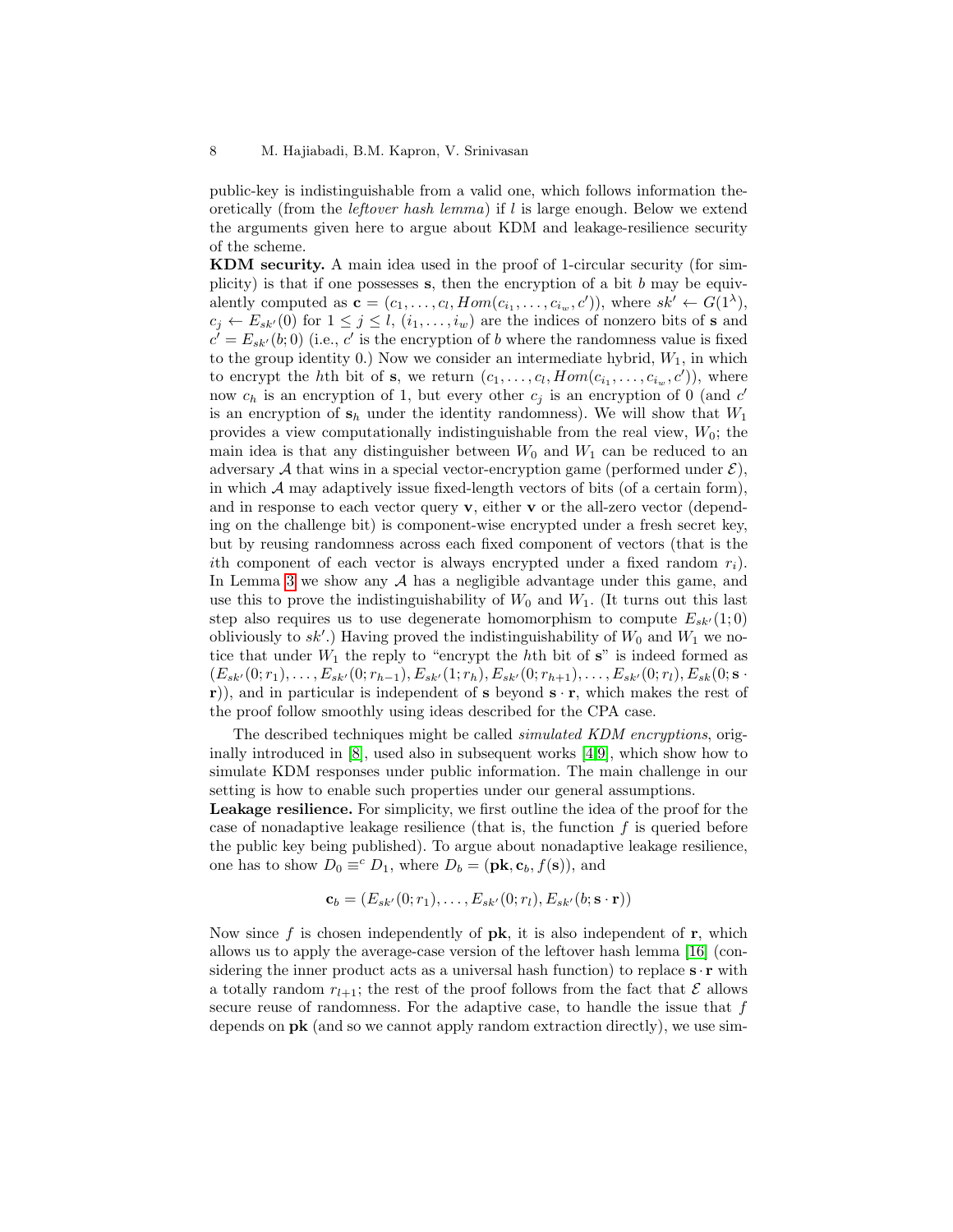public-key is indistinguishable from a valid one, which follows information theoretically (from the *leftover hash lemma*) if $l$ is large enough. Below we extend the arguments given here to argue about KDM and leakage-resilience security of the scheme.

**KDM security.** A main idea used in the proof of 1-circular security (for simplicity) is that if one possesses $\mathbf{s}$, then the encryption of a bit $b$ may be equivalently computed as $\mathbf{c} = (c_1, \ldots, c_l, Hom(c_{i_1}, \ldots, c_{i_w}, c'))$, where $sk' \leftarrow G(1^\lambda)$, $c_j \leftarrow E_{sk'}(0)$ for $1 \leq j \leq l$, $(i_1, \ldots, i_w)$ are the indices of nonzero bits of $\mathbf{s}$ and $c' = E_{sk'}(b; 0)$ (i.e., $c'$ is the encryption of $b$ where the randomness value is fixed to the group identity 0.) Now we consider an intermediate hybrid, $W_1$, in which to encrypt the $h$th bit of $\mathbf{s}$, we return $(c_1, \ldots, c_l, Hom(c_{i_1}, \ldots, c_{i_w}, c'))$, where now $c_h$ is an encryption of 1, but every other $c_j$ is an encryption of 0 (and $c'$ is an encryption of $\mathbf{s}_h$ under the identity randomness). We will show that $W_1$ provides a view computationally indistinguishable from the real view, $W_0$; the main idea is that any distinguisher between $W_0$ and $W_1$ can be reduced to an adversary $\mathcal{A}$ that wins in a special vector-encryption game (performed under $\mathcal{E}$), in which $\mathcal{A}$ may adaptively issue fixed-length vectors of bits (of a certain form), and in response to each vector query $\mathbf{v}$, either $\mathbf{v}$ or the all-zero vector (depending on the challenge bit) is component-wise encrypted under a fresh secret key, but by reusing randomness across each fixed component of vectors (that is the $i$th component of each vector is always encrypted under a fixed random $r_i$). In Lemma 3 we show any $\mathcal{A}$ has a negligible advantage under this game, and use this to prove the indistinguishability of $W_0$ and $W_1$. (It turns out this last step also requires us to use degenerate homomorphism to compute $E_{sk'}(1; 0)$ obliviously to $sk'$.) Having proved the indistinguishability of $W_0$ and $W_1$ we notice that under $W_1$ the reply to "encrypt the $h$th bit of $\mathbf{s}$" is indeed formed as $(E_{sk'}(0; r_1), \ldots, E_{sk'}(0; r_{h-1}), E_{sk'}(1; r_h), E_{sk'}(0; r_{h+1}), \ldots, E_{sk'}(0; r_l), E_{sk}(0; \mathbf{s} \cdot \mathbf{r}))$, and in particular is independent of $\mathbf{s}$ beyond $\mathbf{s} \cdot \mathbf{r}$, which makes the rest of the proof follow smoothly using ideas described for the CPA case.

The described techniques might be called *simulated KDM encryptions*, originally introduced in [8], used also in subsequent works [4,9], which show how to simulate KDM responses under public information. The main challenge in our setting is how to enable such properties under our general assumptions.

**Leakage resilience.** For simplicity, we first outline the idea of the proof for the case of nonadaptive leakage resilience (that is, the function $f$ is queried before the public key being published). To argue about nonadaptive leakage resilience, one has to show $D_0 \equiv^c D_1$, where $D_b = (\mathbf{pk}, \mathbf{c}_b, f(\mathbf{s}))$, and

$$\mathbf{c}_b = (E_{sk'}(0; r_1), \ldots, E_{sk'}(0; r_l), E_{sk'}(b; \mathbf{s} \cdot \mathbf{r}))$$

Now since $f$ is chosen independently of $\mathbf{pk}$, it is also independent of $\mathbf{r}$, which allows us to apply the average-case version of the leftover hash lemma [16] (considering the inner product acts as a universal hash function) to replace $\mathbf{s} \cdot \mathbf{r}$ with a totally random $r_{l+1}$; the rest of the proof follows from the fact that $\mathcal{E}$ allows secure reuse of randomness. For the adaptive case, to handle the issue that $f$ depends on $\mathbf{pk}$ (and so we cannot apply random extraction directly), we use sim-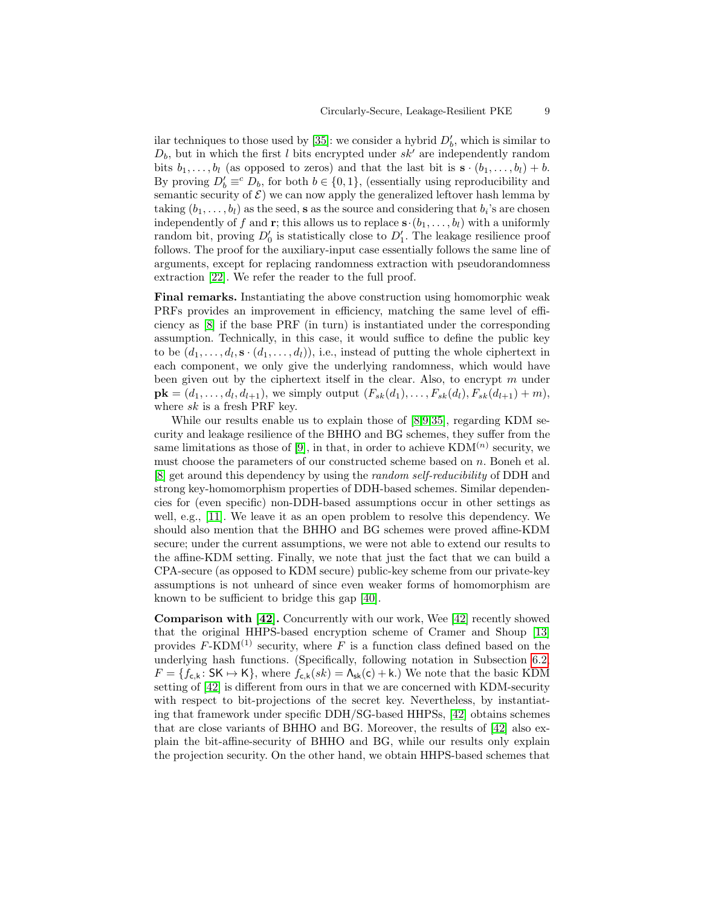ilar techniques to those used by [35]: we consider a hybrid $D'_b$, which is similar to $D_b$, but in which the first $l$ bits encrypted under $sk'$ are independently random bits $b_1, \ldots, b_l$ (as opposed to zeros) and that the last bit is $\mathbf{s} \cdot (b_1, \ldots, b_l) + b$. By proving $D'_b \equiv^c D_b$, for both $b \in \{0,1\}$, (essentially using reproducibility and semantic security of $\mathcal{E}$) we can now apply the generalized leftover hash lemma by taking $(b_1, \ldots, b_l)$ as the seed, $\mathbf{s}$ as the source and considering that $b_i$'s are chosen independently of $f$ and $\mathbf{r}$; this allows us to replace $\mathbf{s} \cdot (b_1, \ldots, b_l)$ with a uniformly random bit, proving $D'_0$ is statistically close to $D'_1$. The leakage resilience proof follows. The proof for the auxiliary-input case essentially follows the same line of arguments, except for replacing randomness extraction with pseudorandomness extraction [22]. We refer the reader to the full proof.

**Final remarks.** Instantiating the above construction using homomorphic weak PRFs provides an improvement in efficiency, matching the same level of efficiency as [8] if the base PRF (in turn) is instantiated under the corresponding assumption. Technically, in this case, it would suffice to define the public key to be $(d_1, \ldots, d_l, \mathbf{s} \cdot (d_1, \ldots, d_l))$, i.e., instead of putting the whole ciphertext in each component, we only give the underlying randomness, which would have been given out by the ciphertext itself in the clear. Also, to encrypt $m$ under $\mathbf{pk} = (d_1, \ldots, d_l, d_{l+1})$, we simply output $(F_{sk}(d_1), \ldots, F_{sk}(d_l), F_{sk}(d_{l+1}) + m)$, where $sk$ is a fresh PRF key.

While our results enable us to explain those of [8,9,35], regarding KDM security and leakage resilience of the BHHO and BG schemes, they suffer from the same limitations as those of [9], in that, in order to achieve $\text{KDM}^{(n)}$ security, we must choose the parameters of our constructed scheme based on $n$. Boneh et al. [8] get around this dependency by using the *random self-reducibility* of DDH and strong key-homomorphism properties of DDH-based schemes. Similar dependencies for (even specific) non-DDH-based assumptions occur in other settings as well, e.g., [11]. We leave it as an open problem to resolve this dependency. We should also mention that the BHHO and BG schemes were proved affine-KDM secure; under the current assumptions, we were not able to extend our results to the affine-KDM setting. Finally, we note that just the fact that we can build a CPA-secure (as opposed to KDM secure) public-key scheme from our private-key assumptions is not unheard of since even weaker forms of homomorphism are known to be sufficient to bridge this gap [40].

**Comparison with [42].** Concurrently with our work, Wee [42] recently showed that the original HHPS-based encryption scheme of Cramer and Shoup [13] provides $F$-$\text{KDM}^{(1)}$ security, where $F$ is a function class defined based on the underlying hash functions. (Specifically, following notation in Subsection 6.2, $F = \{f_{\mathsf{c},\mathsf{k}} \colon \mathsf{SK} \mapsto \mathsf{K}\}$, where $f_{\mathsf{c},\mathsf{k}}(sk) = \Lambda_{\mathsf{sk}}(\mathsf{c}) + \mathsf{k}$.) We note that the basic KDM setting of [42] is different from ours in that we are concerned with KDM-security with respect to bit-projections of the secret key. Nevertheless, by instantiating that framework under specific DDH/SG-based HHPSs, [42] obtains schemes that are close variants of BHHO and BG. Moreover, the results of [42] also explain the bit-affine-security of BHHO and BG, while our results only explain the projection security. On the other hand, we obtain HHPS-based schemes that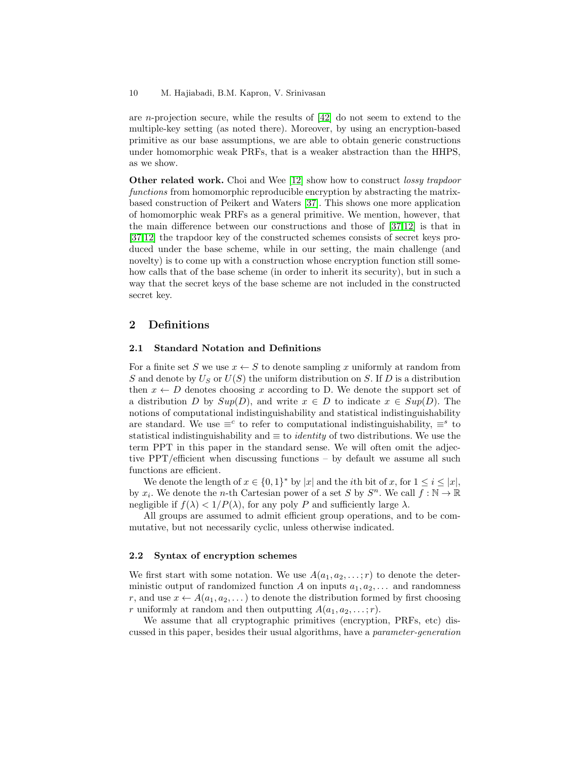are $n$-projection secure, while the results of [42] do not seem to extend to the multiple-key setting (as noted there). Moreover, by using an encryption-based primitive as our base assumptions, we are able to obtain generic constructions under homomorphic weak PRFs, that is a weaker abstraction than the HHPS, as we show.

**Other related work.** Choi and Wee [12] show how to construct *lossy trapdoor functions* from homomorphic reproducible encryption by abstracting the matrix-based construction of Peikert and Waters [37]. This shows one more application of homomorphic weak PRFs as a general primitive. We mention, however, that the main difference between our constructions and those of [37,12] is that in [37,12] the trapdoor key of the constructed schemes consists of secret keys produced under the base scheme, while in our setting, the main challenge (and novelty) is to come up with a construction whose encryption function still somehow calls that of the base scheme (in order to inherit its security), but in such a way that the secret keys of the base scheme are not included in the constructed secret key.

## 2 Definitions

### 2.1 Standard Notation and Definitions

For a finite set $S$ we use $x \leftarrow S$ to denote sampling $x$ uniformly at random from $S$ and denote by $U_S$ or $U(S)$ the uniform distribution on $S$. If $D$ is a distribution then $x \leftarrow D$ denotes choosing $x$ according to D. We denote the support set of a distribution $D$ by $Sup(D)$, and write $x \in D$ to indicate $x \in Sup(D)$. The notions of computational indistinguishability and statistical indistinguishability are standard. We use $\equiv^c$ to refer to computational indistinguishability, $\equiv^s$ to statistical indistinguishability and $\equiv$ to *identity* of two distributions. We use the term PPT in this paper in the standard sense. We will often omit the adjective PPT/efficient when discussing functions – by default we assume all such functions are efficient.

We denote the length of $x \in \{0,1\}^*$ by $|x|$ and the $i$th bit of $x$, for $1 \leq i \leq |x|$, by $x_i$. We denote the $n$-th Cartesian power of a set $S$ by $S^n$. We call $f : \mathbb{N} \to \mathbb{R}$ negligible if $f(\lambda) < 1/P(\lambda)$, for any poly $P$ and sufficiently large $\lambda$.

All groups are assumed to admit efficient group operations, and to be commutative, but not necessarily cyclic, unless otherwise indicated.

### 2.2 Syntax of encryption schemes

We first start with some notation. We use $A(a_1, a_2, \ldots; r)$ to denote the deterministic output of randomized function $A$ on inputs $a_1, a_2, \ldots$ and randomness $r$, and use $x \leftarrow A(a_1, a_2, \ldots)$ to denote the distribution formed by first choosing $r$ uniformly at random and then outputting $A(a_1, a_2, \ldots; r)$.

We assume that all cryptographic primitives (encryption, PRFs, etc) discussed in this paper, besides their usual algorithms, have a *parameter-generation*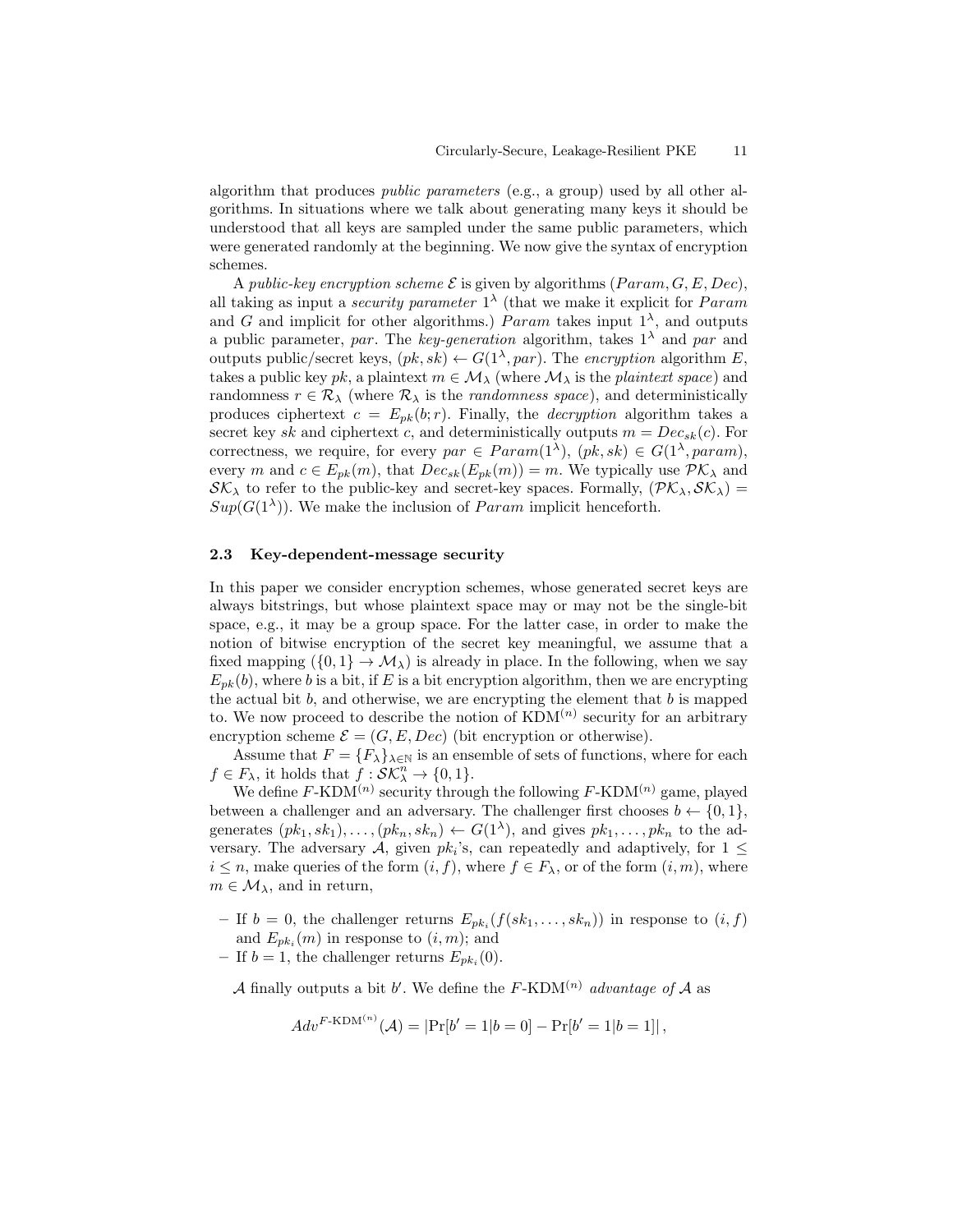algorithm that produces *public parameters* (e.g., a group) used by all other algorithms. In situations where we talk about generating many keys it should be understood that all keys are sampled under the same public parameters, which were generated randomly at the beginning. We now give the syntax of encryption schemes.

A *public-key encryption scheme* $\mathcal{E}$ is given by algorithms $(Param, G, E, Dec)$, all taking as input a *security parameter* $1^\lambda$ (that we make it explicit for $Param$ and $G$ and implicit for other algorithms.) $Param$ takes input $1^\lambda$, and outputs a public parameter, $par$. The *key-generation* algorithm, takes $1^\lambda$ and $par$ and outputs public/secret keys, $(pk, sk) \leftarrow G(1^\lambda, par)$. The *encryption* algorithm $E$, takes a public key $pk$, a plaintext $m \in \mathcal{M}_\lambda$ (where $\mathcal{M}_\lambda$ is the *plaintext space*) and randomness $r \in \mathcal{R}_\lambda$ (where $\mathcal{R}_\lambda$ is the *randomness space*), and deterministically produces ciphertext $c = E_{pk}(b; r)$. Finally, the *decryption* algorithm takes a secret key $sk$ and ciphertext $c$, and deterministically outputs $m = Dec_{sk}(c)$. For correctness, we require, for every $par \in Param(1^\lambda)$, $(pk, sk) \in G(1^\lambda, param)$, every $m$ and $c \in E_{pk}(m)$, that $Dec_{sk}(E_{pk}(m)) = m$. We typically use $\mathcal{PK}_\lambda$ and $\mathcal{SK}_\lambda$ to refer to the public-key and secret-key spaces. Formally, $(\mathcal{PK}_\lambda, \mathcal{SK}_\lambda) = Sup(G(1^\lambda))$. We make the inclusion of $Param$ implicit henceforth.

### 2.3 Key-dependent-message security

In this paper we consider encryption schemes, whose generated secret keys are always bitstrings, but whose plaintext space may or may not be the single-bit space, e.g., it may be a group space. For the latter case, in order to make the notion of bitwise encryption of the secret key meaningful, we assume that a fixed mapping $(\{0,1\} \rightarrow \mathcal{M}_\lambda)$ is already in place. In the following, when we say $E_{pk}(b)$, where $b$ is a bit, if $E$ is a bit encryption algorithm, then we are encrypting the actual bit $b$, and otherwise, we are encrypting the element that $b$ is mapped to. We now proceed to describe the notion of $\mathrm{KDM}^{(n)}$ security for an arbitrary encryption scheme $\mathcal{E} = (G, E, Dec)$ (bit encryption or otherwise).

Assume that $F = \{F_\lambda\}_{\lambda \in \mathbb{N}}$ is an ensemble of sets of functions, where for each $f \in F_\lambda$, it holds that $f : \mathcal{SK}_\lambda^n \rightarrow \{0,1\}$.

We define $F$-$\mathrm{KDM}^{(n)}$ security through the following $F$-$\mathrm{KDM}^{(n)}$ game, played between a challenger and an adversary. The challenger first chooses $b \leftarrow \{0,1\}$, generates $(pk_1, sk_1), \ldots, (pk_n, sk_n) \leftarrow G(1^\lambda)$, and gives $pk_1, \ldots, pk_n$ to the adversary. The adversary $\mathcal{A}$, given $pk_i$'s, can repeatedly and adaptively, for $1 \leq i \leq n$, make queries of the form $(i, f)$, where $f \in F_\lambda$, or of the form $(i, m)$, where $m \in \mathcal{M}_\lambda$, and in return,

- If $b = 0$, the challenger returns $E_{pk_i}(f(sk_1, \ldots, sk_n))$ in response to $(i, f)$ and $E_{pk_i}(m)$ in response to $(i, m)$; and
- If $b = 1$, the challenger returns $E_{pk_i}(0)$.

$\mathcal{A}$ finally outputs a bit $b'$. We define the $F$-$\mathrm{KDM}^{(n)}$ *advantage of* $\mathcal{A}$ as

$$Adv^{F\text{-KDM}^{(n)}}(\mathcal{A}) = \left|\Pr[b' = 1|b = 0] - \Pr[b' = 1|b = 1]\right|,$$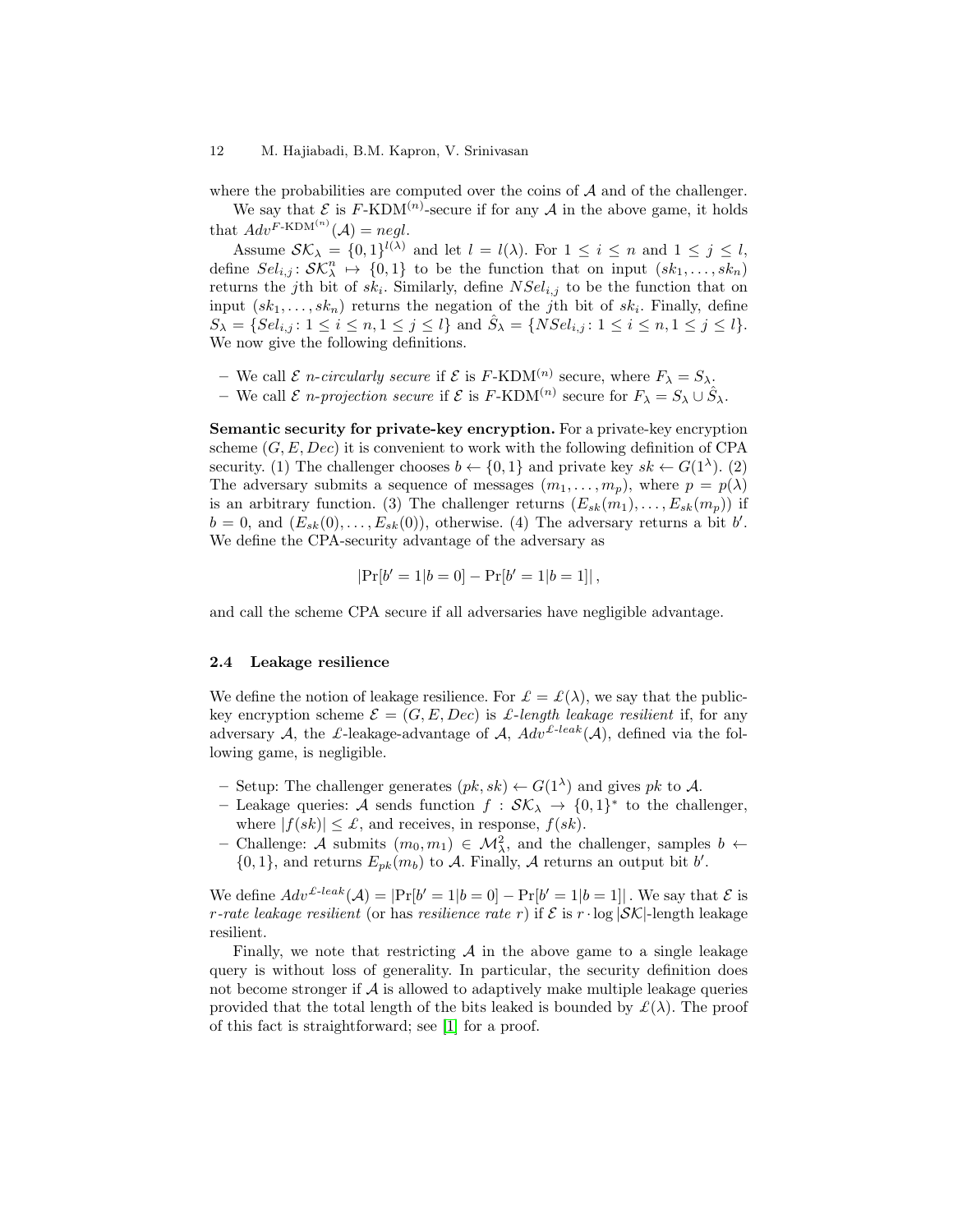where the probabilities are computed over the coins of $\mathcal{A}$ and of the challenger.

We say that $\mathcal{E}$ is $F$-KDM$^{(n)}$-secure if for any $\mathcal{A}$ in the above game, it holds that $Adv^{F\text{-KDM}^{(n)}}(\mathcal{A}) = negl$.

Assume $\mathcal{SK}_\lambda = \{0,1\}^{l(\lambda)}$ and let $l = l(\lambda)$. For $1 \leq i \leq n$ and $1 \leq j \leq l$, define $Sel_{i,j} \colon \mathcal{SK}_\lambda^n \mapsto \{0,1\}$ to be the function that on input $(sk_1, \ldots, sk_n)$ returns the $j$th bit of $sk_i$. Similarly, define $NSel_{i,j}$ to be the function that on input $(sk_1, \ldots, sk_n)$ returns the negation of the $j$th bit of $sk_i$. Finally, define $S_\lambda = \{Sel_{i,j} \colon 1 \leq i \leq n, 1 \leq j \leq l\}$ and $\hat{S}_\lambda = \{NSel_{i,j} \colon 1 \leq i \leq n, 1 \leq j \leq l\}$. We now give the following definitions.

- We call $\mathcal{E}$ *n-circularly secure* if $\mathcal{E}$ is $F$-KDM$^{(n)}$ secure, where $F_\lambda = S_\lambda$.
- We call $\mathcal{E}$ *n-projection secure* if $\mathcal{E}$ is $F$-KDM$^{(n)}$ secure for $F_\lambda = S_\lambda \cup \hat{S}_\lambda$.

**Semantic security for private-key encryption.** For a private-key encryption scheme $(G, E, Dec)$ it is convenient to work with the following definition of CPA security. (1) The challenger chooses $b \leftarrow \{0,1\}$ and private key $sk \leftarrow G(1^\lambda)$. (2) The adversary submits a sequence of messages $(m_1, \ldots, m_p)$, where $p = p(\lambda)$ is an arbitrary function. (3) The challenger returns $(E_{sk}(m_1), \ldots, E_{sk}(m_p))$ if $b = 0$, and $(E_{sk}(0), \ldots, E_{sk}(0))$, otherwise. (4) The adversary returns a bit $b'$. We define the CPA-security advantage of the adversary as

$$|\Pr[b' = 1 | b = 0] - \Pr[b' = 1 | b = 1]|,$$

and call the scheme CPA secure if all adversaries have negligible advantage.

### 2.4 Leakage resilience

We define the notion of leakage resilience. For $\pounds = \pounds(\lambda)$, we say that the public-key encryption scheme $\mathcal{E} = (G, E, Dec)$ is *$\pounds$-length leakage resilient* if, for any adversary $\mathcal{A}$, the $\pounds$-leakage-advantage of $\mathcal{A}$, $Adv^{\pounds\text{-}leak}(\mathcal{A})$, defined via the following game, is negligible.

- Setup: The challenger generates $(pk, sk) \leftarrow G(1^\lambda)$ and gives $pk$ to $\mathcal{A}$.
- Leakage queries: $\mathcal{A}$ sends function $f : \mathcal{SK}_\lambda \rightarrow \{0,1\}^*$ to the challenger, where $|f(sk)| \leq \pounds$, and receives, in response, $f(sk)$.
- Challenge: $\mathcal{A}$ submits $(m_0, m_1) \in \mathcal{M}_\lambda^2$, and the challenger, samples $b \leftarrow \{0,1\}$, and returns $E_{pk}(m_b)$ to $\mathcal{A}$. Finally, $\mathcal{A}$ returns an output bit $b'$.

We define $Adv^{\pounds\text{-}leak}(\mathcal{A}) = |\Pr[b' = 1 | b = 0] - \Pr[b' = 1 | b = 1]|$. We say that $\mathcal{E}$ is *$r$-rate leakage resilient* (or has *resilience rate* $r$) if $\mathcal{E}$ is $r \cdot \log |\mathcal{SK}|$-length leakage resilient.

Finally, we note that restricting $\mathcal{A}$ in the above game to a single leakage query is without loss of generality. In particular, the security definition does not become stronger if $\mathcal{A}$ is allowed to adaptively make multiple leakage queries provided that the total length of the bits leaked is bounded by $\pounds(\lambda)$. The proof of this fact is straightforward; see [1] for a proof.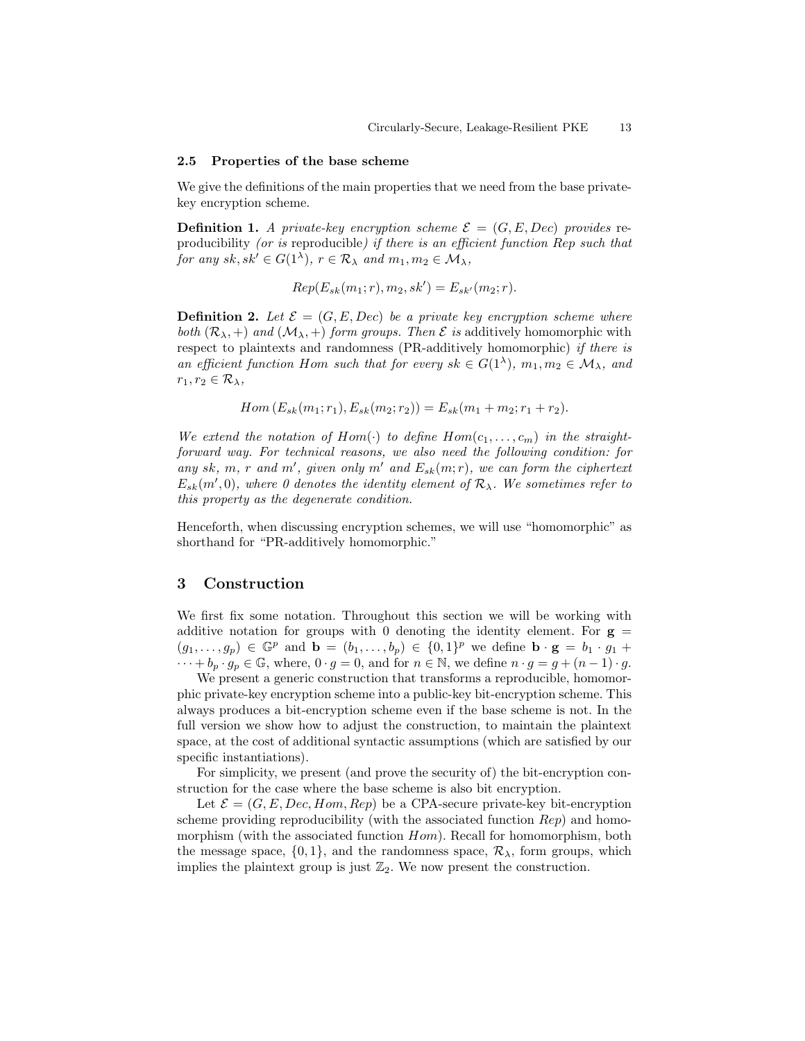### 2.5 Properties of the base scheme

We give the definitions of the main properties that we need from the base private-key encryption scheme.

**Definition 1.** *A private-key encryption scheme $\mathcal{E} = (G, E, Dec)$ provides* reproducibility *(or is* reproducible*) if there is an efficient function Rep such that for any $sk, sk' \in G(1^\lambda)$, $r \in \mathcal{R}_\lambda$ and $m_1, m_2 \in \mathcal{M}_\lambda$,*

$$Rep(E_{sk}(m_1; r), m_2, sk') = E_{sk'}(m_2; r).$$

**Definition 2.** *Let $\mathcal{E} = (G, E, Dec)$ be a private key encryption scheme where both $(\mathcal{R}_\lambda, +)$ and $(\mathcal{M}_\lambda, +)$ form groups. Then $\mathcal{E}$ is* additively homomorphic with respect to plaintexts and randomness (PR-additively homomorphic) *if there is an efficient function Hom such that for every $sk \in G(1^\lambda)$, $m_1, m_2 \in \mathcal{M}_\lambda$, and $r_1, r_2 \in \mathcal{R}_\lambda$,*

$$Hom\left(E_{sk}(m_1; r_1), E_{sk}(m_2; r_2)\right) = E_{sk}(m_1 + m_2; r_1 + r_2).$$

*We extend the notation of $Hom(\cdot)$ to define $Hom(c_1, \ldots, c_m)$ in the straightforward way. For technical reasons, we also need the following condition: for any sk, m, r and $m'$, given only $m'$ and $E_{sk}(m; r)$, we can form the ciphertext $E_{sk}(m', 0)$, where 0 denotes the identity element of $\mathcal{R}_\lambda$. We sometimes refer to this property as the degenerate condition.*

Henceforth, when discussing encryption schemes, we will use "homomorphic" as shorthand for "PR-additively homomorphic."

## 3 Construction

We first fix some notation. Throughout this section we will be working with additive notation for groups with 0 denoting the identity element. For $\mathbf{g} = (g_1, \ldots, g_p) \in \mathbb{G}^p$ and $\mathbf{b} = (b_1, \ldots, b_p) \in \{0,1\}^p$ we define $\mathbf{b} \cdot \mathbf{g} = b_1 \cdot g_1 + \cdots + b_p \cdot g_p \in \mathbb{G}$, where, $0 \cdot g = 0$, and for $n \in \mathbb{N}$, we define $n \cdot g = g + (n-1) \cdot g$.

We present a generic construction that transforms a reproducible, homomorphic private-key encryption scheme into a public-key bit-encryption scheme. This always produces a bit-encryption scheme even if the base scheme is not. In the full version we show how to adjust the construction, to maintain the plaintext space, at the cost of additional syntactic assumptions (which are satisfied by our specific instantiations).

For simplicity, we present (and prove the security of) the bit-encryption construction for the case where the base scheme is also bit encryption.

Let $\mathcal{E} = (G, E, Dec, Hom, Rep)$ be a CPA-secure private-key bit-encryption scheme providing reproducibility (with the associated function $Rep$) and homomorphism (with the associated function $Hom$). Recall for homomorphism, both the message space, $\{0,1\}$, and the randomness space, $\mathcal{R}_\lambda$, form groups, which implies the plaintext group is just $\mathbb{Z}_2$. We now present the construction.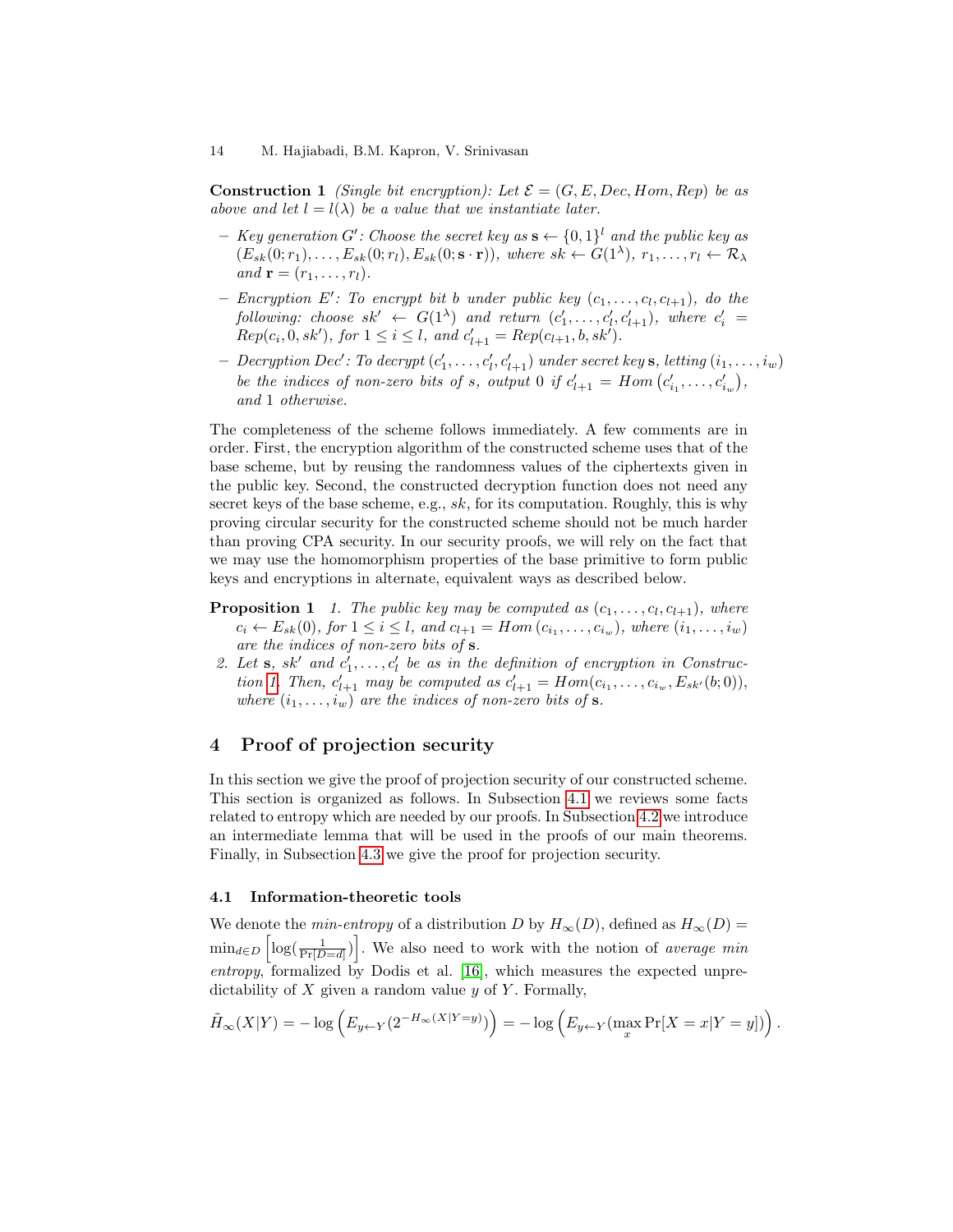**Construction 1** *(Single bit encryption): Let $\mathcal{E} = (G, E, Dec, Hom, Rep)$ be as above and let $l = l(\lambda)$ be a value that we instantiate later.*

- *Key generation $G'$: Choose the secret key as $\mathbf{s} \leftarrow \{0,1\}^l$ and the public key as $(E_{sk}(0; r_1), \ldots, E_{sk}(0; r_l), E_{sk}(0; \mathbf{s} \cdot \mathbf{r}))$, where $sk \leftarrow G(1^\lambda)$, $r_1, \ldots, r_l \leftarrow \mathcal{R}_\lambda$ and $\mathbf{r} = (r_1, \ldots, r_l)$.*
- *Encryption $E'$: To encrypt bit $b$ under public key $(c_1, \ldots, c_l, c_{l+1})$, do the following: choose $sk' \leftarrow G(1^\lambda)$ and return $(c'_1, \ldots, c'_l, c'_{l+1})$, where $c'_i = Rep(c_i, 0, sk')$, for $1 \le i \le l$, and $c'_{l+1} = Rep(c_{l+1}, b, sk')$.*
- *Decryption $Dec'$: To decrypt $(c'_1, \ldots, c'_l, c'_{l+1})$ under secret key $\mathbf{s}$, letting $(i_1, \ldots, i_w)$ be the indices of non-zero bits of $s$, output $0$ if $c'_{l+1} = Hom\left(c'_{i_1}, \ldots, c'_{i_w}\right)$, and $1$ otherwise.*

The completeness of the scheme follows immediately. A few comments are in order. First, the encryption algorithm of the constructed scheme uses that of the base scheme, but by reusing the randomness values of the ciphertexts given in the public key. Second, the constructed decryption function does not need any secret keys of the base scheme, e.g., $sk$, for its computation. Roughly, this is why proving circular security for the constructed scheme should not be much harder than proving CPA security. In our security proofs, we will rely on the fact that we may use the homomorphism properties of the base primitive to form public keys and encryptions in alternate, equivalent ways as described below.

**Proposition 1** *1. The public key may be computed as $(c_1, \ldots, c_l, c_{l+1})$, where $c_i \leftarrow E_{sk}(0)$, for $1 \le i \le l$, and $c_{l+1} = Hom\left(c_{i_1}, \ldots, c_{i_w}\right)$, where $(i_1, \ldots, i_w)$ are the indices of non-zero bits of $\mathbf{s}$.*

*2. Let $\mathbf{s}$, $sk'$ and $c'_1, \ldots, c'_l$ be as in the definition of encryption in Construction 1. Then, $c'_{l+1}$ may be computed as $c'_{l+1} = Hom(c_{i_1}, \ldots, c_{i_w}, E_{sk'}(b; 0))$, where $(i_1, \ldots, i_w)$ are the indices of non-zero bits of $\mathbf{s}$.*

## 4 Proof of projection security

In this section we give the proof of projection security of our constructed scheme. This section is organized as follows. In Subsection 4.1 we reviews some facts related to entropy which are needed by our proofs. In Subsection 4.2 we introduce an intermediate lemma that will be used in the proofs of our main theorems. Finally, in Subsection 4.3 we give the proof for projection security.

### 4.1 Information-theoretic tools

We denote the *min-entropy* of a distribution $D$ by $H_\infty(D)$, defined as $H_\infty(D) = \min_{d \in D}\left[\log(\frac{1}{\Pr[D=d]})\right]$. We also need to work with the notion of *average min entropy*, formalized by Dodis et al. [16], which measures the expected unpredictability of $X$ given a random value $y$ of $Y$. Formally,

$$\tilde{H}_\infty(X|Y) = -\log\left(E_{y \leftarrow Y}(2^{-H_\infty(X|Y=y)})\right) = -\log\left(E_{y \leftarrow Y}(\max_x \Pr[X = x | Y = y])\right).$$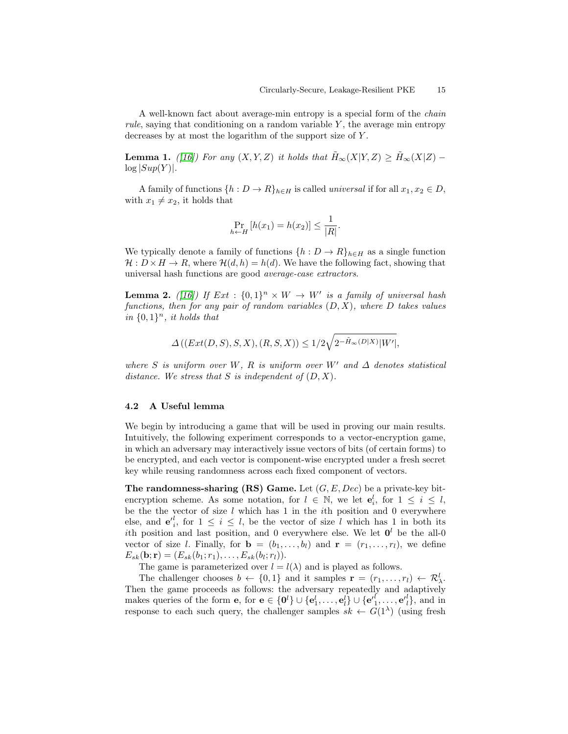A well-known fact about average-min entropy is a special form of the *chain rule*, saying that conditioning on a random variable $Y$, the average min entropy decreases by at most the logarithm of the support size of $Y$.

**Lemma 1.** *([16]) For any $(X, Y, Z)$ it holds that $\tilde{H}_\infty(X|Y, Z) \geq \tilde{H}_\infty(X|Z) - \log |Sup(Y)|$.*

A family of functions $\{h : D \to R\}_{h \in H}$ is called *universal* if for all $x_1, x_2 \in D$, with $x_1 \neq x_2$, it holds that

$$\Pr_{h \leftarrow H}[h(x_1) = h(x_2)] \leq \frac{1}{|R|}.$$

We typically denote a family of functions $\{h : D \to R\}_{h \in H}$ as a single function $\mathcal{H} : D \times H \to R$, where $\mathcal{H}(d, h) = h(d)$. We have the following fact, showing that universal hash functions are good *average-case extractors*.

**Lemma 2.** *([16]) If $Ext : \{0,1\}^n \times W \to W'$ is a family of universal hash functions, then for any pair of random variables $(D, X)$, where $D$ takes values in $\{0,1\}^n$, it holds that*

$$\Delta\left((Ext(D, S), S, X), (R, S, X)\right) \leq 1/2\sqrt{2^{-\tilde{H}_\infty(D|X)}|W'|},$$

*where $S$ is uniform over $W$, $R$ is uniform over $W'$ and $\Delta$ denotes statistical distance. We stress that $S$ is independent of $(D, X)$.*

### 4.2 A Useful lemma

We begin by introducing a game that will be used in proving our main results. Intuitively, the following experiment corresponds to a vector-encryption game, in which an adversary may interactively issue vectors of bits (of certain forms) to be encrypted, and each vector is component-wise encrypted under a fresh secret key while reusing randomness across each fixed component of vectors.

**The randomness-sharing (RS) Game.** Let $(G, E, Dec)$ be a private-key bit-encryption scheme. As some notation, for $l \in \mathbb{N}$, we let $\mathbf{e}_i^l$, for $1 \leq i \leq l$, be the the vector of size $l$ which has 1 in the $i$th position and 0 everywhere else, and $\mathbf{e'}_i^l$, for $1 \leq i \leq l$, be the vector of size $l$ which has 1 in both its $i$th position and last position, and 0 everywhere else. We let $\mathbf{0}^l$ be the all-0 vector of size $l$. Finally, for $\mathbf{b} = (b_1, \ldots, b_l)$ and $\mathbf{r} = (r_1, \ldots, r_l)$, we define $E_{sk}(\mathbf{b}; \mathbf{r}) = (E_{sk}(b_1; r_1), \ldots, E_{sk}(b_l; r_l))$.

The game is parameterized over $l = l(\lambda)$ and is played as follows.

The challenger chooses $b \leftarrow \{0,1\}$ and it samples $\mathbf{r} = (r_1, \ldots, r_l) \leftarrow \mathcal{R}_\lambda^l$. Then the game proceeds as follows: the adversary repeatedly and adaptively makes queries of the form $\mathbf{e}$, for $\mathbf{e} \in \{\mathbf{0}^l\} \cup \{\mathbf{e}_1^l, \ldots, \mathbf{e}_l^l\} \cup \{\mathbf{e'}_1^l, \ldots, \mathbf{e'}_l^l\}$, and in response to each such query, the challenger samples $sk \leftarrow G(1^\lambda)$ (using fresh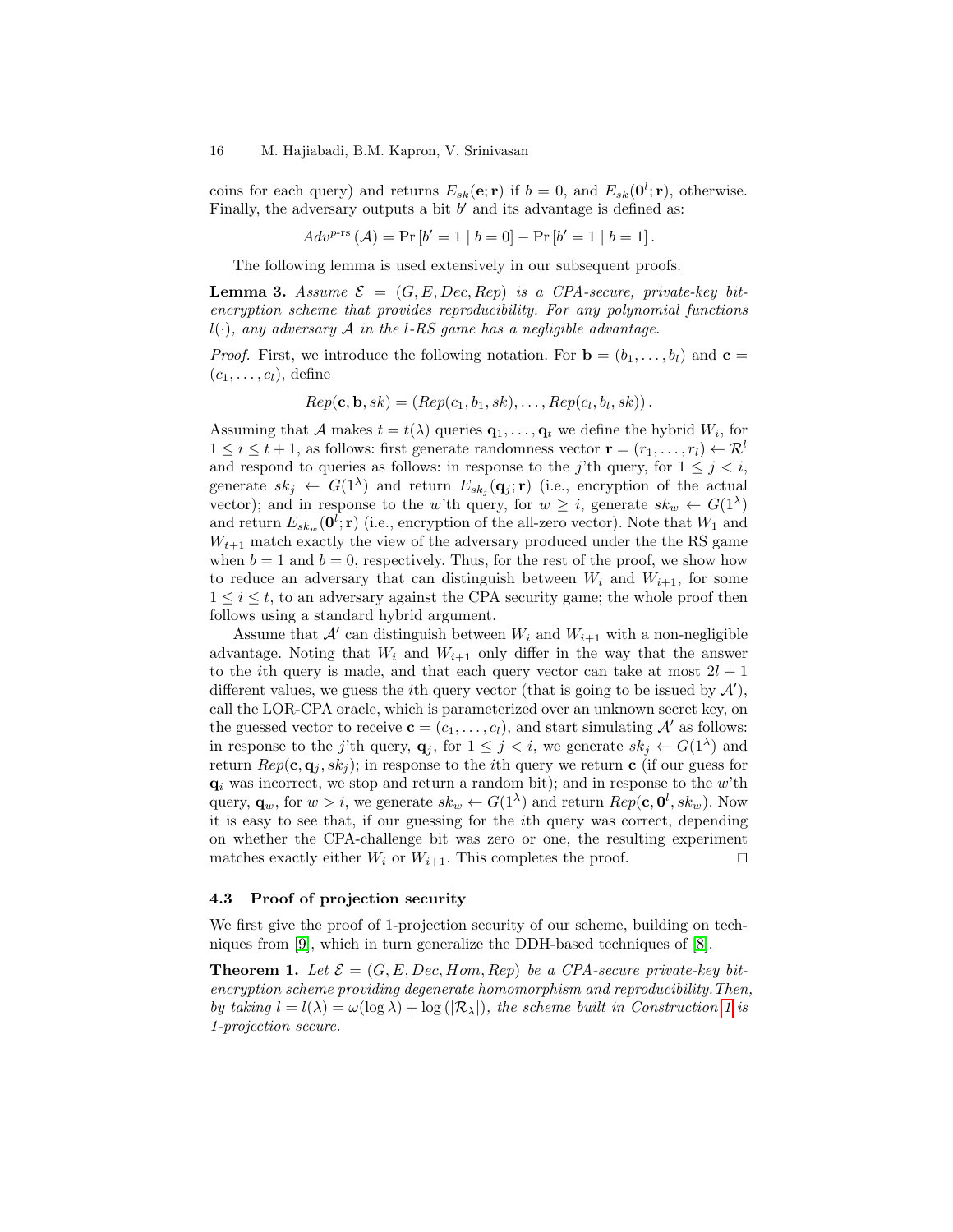coins for each query) and returns $E_{sk}(\mathbf{e}; \mathbf{r})$ if $b = 0$, and $E_{sk}(\mathbf{0}^l; \mathbf{r})$, otherwise. Finally, the adversary outputs a bit $b'$ and its advantage is defined as:

$$Adv^{\text{p-rs}}(\mathcal{A}) = \Pr[b' = 1 \mid b = 0] - \Pr[b' = 1 \mid b = 1].$$

The following lemma is used extensively in our subsequent proofs.

**Lemma 3.** *Assume $\mathcal{E} = (G, E, Dec, Rep)$ is a CPA-secure, private-key bit-encryption scheme that provides reproducibility. For any polynomial functions $l(\cdot)$, any adversary $\mathcal{A}$ in the $l$-RS game has a negligible advantage.*

*Proof.* First, we introduce the following notation. For $\mathbf{b} = (b_1, \ldots, b_l)$ and $\mathbf{c} = (c_1, \ldots, c_l)$, define

$$Rep(\mathbf{c}, \mathbf{b}, sk) = (Rep(c_1, b_1, sk), \ldots, Rep(c_l, b_l, sk)).$$

Assuming that $\mathcal{A}$ makes $t = t(\lambda)$ queries $\mathbf{q}_1, \ldots, \mathbf{q}_t$ we define the hybrid $W_i$, for $1 \leq i \leq t+1$, as follows: first generate randomness vector $\mathbf{r} = (r_1, \ldots, r_l) \leftarrow \mathcal{R}^l$ and respond to queries as follows: in response to the $j$'th query, for $1 \leq j < i$, generate $sk_j \leftarrow G(1^\lambda)$ and return $E_{sk_j}(\mathbf{q}_j; \mathbf{r})$ (i.e., encryption of the actual vector); and in response to the $w$'th query, for $w \geq i$, generate $sk_w \leftarrow G(1^\lambda)$ and return $E_{sk_w}(\mathbf{0}^l; \mathbf{r})$ (i.e., encryption of the all-zero vector). Note that $W_1$ and $W_{t+1}$ match exactly the view of the adversary produced under the the RS game when $b = 1$ and $b = 0$, respectively. Thus, for the rest of the proof, we show how to reduce an adversary that can distinguish between $W_i$ and $W_{i+1}$, for some $1 \leq i \leq t$, to an adversary against the CPA security game; the whole proof then follows using a standard hybrid argument.

Assume that $\mathcal{A}'$ can distinguish between $W_i$ and $W_{i+1}$ with a non-negligible advantage. Noting that $W_i$ and $W_{i+1}$ only differ in the way that the answer to the $i$th query is made, and that each query vector can take at most $2l + 1$ different values, we guess the $i$th query vector (that is going to be issued by $\mathcal{A}'$), call the LOR-CPA oracle, which is parameterized over an unknown secret key, on the guessed vector to receive $\mathbf{c} = (c_1, \ldots, c_l)$, and start simulating $\mathcal{A}'$ as follows: in response to the $j$'th query, $\mathbf{q}_j$, for $1 \leq j < i$, we generate $sk_j \leftarrow G(1^\lambda)$ and return $Rep(\mathbf{c}, \mathbf{q}_j, sk_j)$; in response to the $i$th query we return $\mathbf{c}$ (if our guess for $\mathbf{q}_i$ was incorrect, we stop and return a random bit); and in response to the $w$'th query, $\mathbf{q}_w$, for $w > i$, we generate $sk_w \leftarrow G(1^\lambda)$ and return $Rep(\mathbf{c}, \mathbf{0}^l, sk_w)$. Now it is easy to see that, if our guessing for the $i$th query was correct, depending on whether the CPA-challenge bit was zero or one, the resulting experiment matches exactly either $W_i$ or $W_{i+1}$. This completes the proof. $\square$

### 4.3 Proof of projection security

We first give the proof of 1-projection security of our scheme, building on techniques from [9], which in turn generalize the DDH-based techniques of [8].

**Theorem 1.** *Let $\mathcal{E} = (G, E, Dec, Hom, Rep)$ be a CPA-secure private-key bit-encryption scheme providing degenerate homomorphism and reproducibility. Then, by taking $l = l(\lambda) = \omega(\log \lambda) + \log(|\mathcal{R}_\lambda|)$, the scheme built in Construction 1 is 1-projection secure.*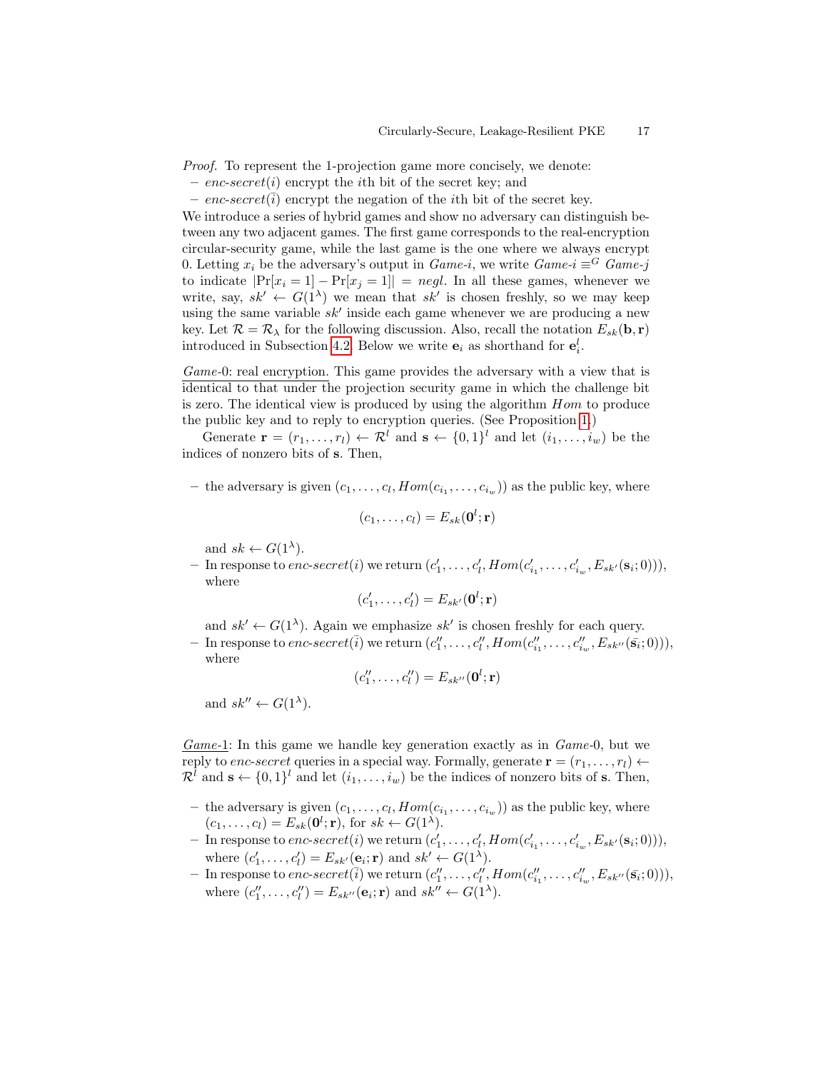*Proof.* To represent the 1-projection game more concisely, we denote:

- *enc-secret*$(i)$ encrypt the $i$th bit of the secret key; and
- *enc-secret*$(\bar{i})$ encrypt the negation of the $i$th bit of the secret key.

We introduce a series of hybrid games and show no adversary can distinguish between any two adjacent games. The first game corresponds to the real-encryption circular-security game, while the last game is the one where we always encrypt 0. Letting $x_i$ be the adversary's output in *Game-i*, we write *Game-i* $\equiv^G$ *Game-j* to indicate $|\Pr[x_i = 1] - \Pr[x_j = 1]| = negl$. In all these games, whenever we write, say, $sk' \leftarrow G(1^\lambda)$ we mean that $sk'$ is chosen freshly, so we may keep using the same variable $sk'$ inside each game whenever we are producing a new key. Let $\mathcal{R} = \mathcal{R}_\lambda$ for the following discussion. Also, recall the notation $E_{sk}(\mathbf{b}, \mathbf{r})$ introduced in Subsection 4.2. Below we write $\mathbf{e}_i$ as shorthand for $\mathbf{e}^l_i$.

<u>*Game*-0: real encryption.</u> This game provides the adversary with a view that is identical to that under the projection security game in which the challenge bit is zero. The identical view is produced by using the algorithm *Hom* to produce the public key and to reply to encryption queries. (See Proposition 1.)

Generate $\mathbf{r} = (r_1, \ldots, r_l) \leftarrow \mathcal{R}^l$ and $\mathbf{s} \leftarrow \{0,1\}^l$ and let $(i_1, \ldots, i_w)$ be the indices of nonzero bits of $\mathbf{s}$. Then,

- the adversary is given $(c_1, \ldots, c_l, Hom(c_{i_1}, \ldots, c_{i_w}))$ as the public key, where
$$(c_1, \ldots, c_l) = E_{sk}(\mathbf{0}^l; \mathbf{r})$$
and $sk \leftarrow G(1^\lambda)$.
- In response to *enc-secret*$(i)$ we return $(c'_1, \ldots, c'_l, Hom(c'_{i_1}, \ldots, c'_{i_w}, E_{sk'}(\mathbf{s}_i; 0)))$, where
$$(c'_1, \ldots, c'_l) = E_{sk'}(\mathbf{0}^l; \mathbf{r})$$
and $sk' \leftarrow G(1^\lambda)$. Again we emphasize $sk'$ is chosen freshly for each query.
- In response to *enc-secret*$(\bar{i})$ we return $(c''_1, \ldots, c''_l, Hom(c''_{i_1}, \ldots, c''_{i_w}, E_{sk''}(\bar{\mathbf{s}}_i; 0)))$, where
$$(c''_1, \ldots, c''_l) = E_{sk''}(\mathbf{0}^l; \mathbf{r})$$
and $sk'' \leftarrow G(1^\lambda)$.

<u>*Game*-1</u>: In this game we handle key generation exactly as in *Game*-0, but we reply to *enc-secret* queries in a special way. Formally, generate $\mathbf{r} = (r_1, \ldots, r_l) \leftarrow \mathcal{R}^l$ and $\mathbf{s} \leftarrow \{0,1\}^l$ and let $(i_1, \ldots, i_w)$ be the indices of nonzero bits of $\mathbf{s}$. Then,

- the adversary is given $(c_1, \ldots, c_l, Hom(c_{i_1}, \ldots, c_{i_w}))$ as the public key, where $(c_1, \ldots, c_l) = E_{sk}(\mathbf{0}^l; \mathbf{r})$, for $sk \leftarrow G(1^\lambda)$.
- In response to *enc-secret*$(i)$ we return $(c'_1, \ldots, c'_l, Hom(c'_{i_1}, \ldots, c'_{i_w}, E_{sk'}(\mathbf{s}_i; 0)))$, where $(c'_1, \ldots, c'_l) = E_{sk'}(\mathbf{e}_i; \mathbf{r})$ and $sk' \leftarrow G(1^\lambda)$.
- In response to *enc-secret*$(\bar{i})$ we return $(c''_1, \ldots, c''_l, Hom(c''_{i_1}, \ldots, c''_{i_w}, E_{sk''}(\bar{\mathbf{s}}_i; 0)))$, where $(c''_1, \ldots, c''_l) = E_{sk''}(\mathbf{e}_i; \mathbf{r})$ and $sk'' \leftarrow G(1^\lambda)$.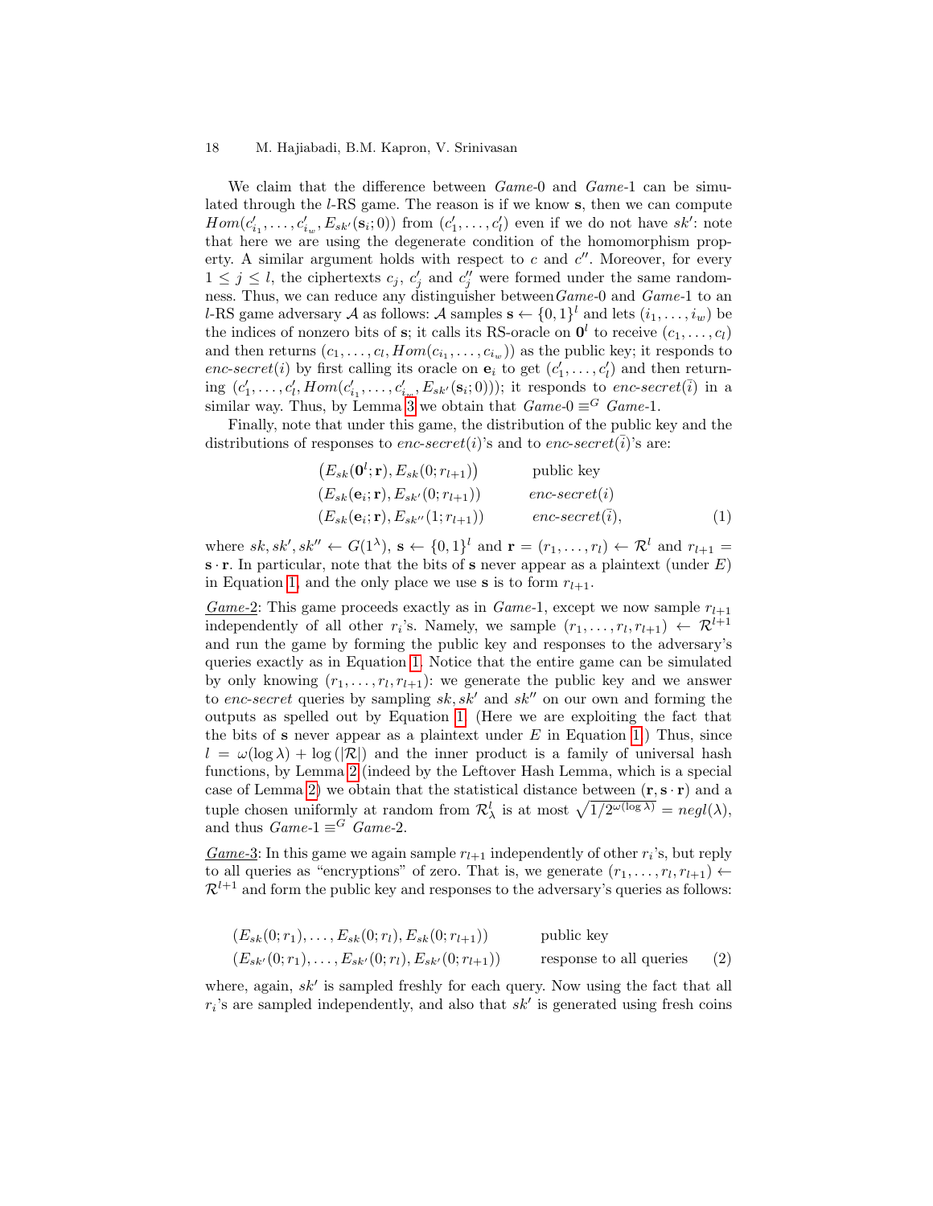We claim that the difference between *Game*-0 and *Game*-1 can be simulated through the $l$-RS game. The reason is if we know $\mathbf{s}$, then we can compute $Hom(c'_{i_1}, \ldots, c'_{i_w}, E_{sk'}(\mathbf{s}_i; 0))$ from $(c'_1, \ldots, c'_l)$ even if we do not have $sk'$: note that here we are using the degenerate condition of the homomorphism property. A similar argument holds with respect to $c$ and $c''$. Moreover, for every $1 \leq j \leq l$, the ciphertexts $c_j$, $c'_j$ and $c''_j$ were formed under the same randomness. Thus, we can reduce any distinguisher between *Game*-0 and *Game*-1 to an $l$-RS game adversary $\mathcal{A}$ as follows: $\mathcal{A}$ samples $\mathbf{s} \leftarrow \{0,1\}^l$ and lets $(i_1, \ldots, i_w)$ be the indices of nonzero bits of $\mathbf{s}$; it calls its RS-oracle on $\mathbf{0}^l$ to receive $(c_1, \ldots, c_l)$ and then returns $(c_1, \ldots, c_l, Hom(c_{i_1}, \ldots, c_{i_w}))$ as the public key; it responds to *enc-secret*$(i)$ by first calling its oracle on $\mathbf{e}_i$ to get $(c'_1, \ldots, c'_l)$ and then returning $(c'_1, \ldots, c'_l, Hom(c'_{i_1}, \ldots, c'_{i_w}, E_{sk'}(\mathbf{s}_i; 0)))$; it responds to *enc-secret*$(\bar{i})$ in a similar way. Thus, by Lemma 3 we obtain that *Game*-0 $\equiv^G$ *Game*-1.

Finally, note that under this game, the distribution of the public key and the distributions of responses to *enc-secret*$(i)$'s and to *enc-secret*$(\bar{i})$'s are:

$$\begin{array}{ll} \left(E_{sk}(\mathbf{0}^l; \mathbf{r}), E_{sk}(0; r_{l+1})\right) & \text{public key} \\ \left(E_{sk}(\mathbf{e}_i; \mathbf{r}), E_{sk'}(0; r_{l+1})\right) & \textit{enc-secret}(i) \\ \left(E_{sk}(\mathbf{e}_i; \mathbf{r}), E_{sk''}(1; r_{l+1})\right) & \textit{enc-secret}(\bar{i}), \end{array} \tag{1}$$

where $sk, sk', sk'' \leftarrow G(1^\lambda)$, $\mathbf{s} \leftarrow \{0,1\}^l$ and $\mathbf{r} = (r_1, \ldots, r_l) \leftarrow \mathcal{R}^l$ and $r_{l+1} = \mathbf{s} \cdot \mathbf{r}$. In particular, note that the bits of $\mathbf{s}$ never appear as a plaintext (under $E$) in Equation 1, and the only place we use $\mathbf{s}$ is to form $r_{l+1}$.

<u>*Game*-2</u>: This game proceeds exactly as in *Game*-1, except we now sample $r_{l+1}$ independently of all other $r_i$'s. Namely, we sample $(r_1, \ldots, r_l, r_{l+1}) \leftarrow \mathcal{R}^{l+1}$ and run the game by forming the public key and responses to the adversary's queries exactly as in Equation 1. Notice that the entire game can be simulated by only knowing $(r_1, \ldots, r_l, r_{l+1})$: we generate the public key and we answer to *enc-secret* queries by sampling $sk, sk'$ and $sk''$ on our own and forming the outputs as spelled out by Equation 1. (Here we are exploiting the fact that the bits of $\mathbf{s}$ never appear as a plaintext under $E$ in Equation 1.) Thus, since $l = \omega(\log \lambda) + \log(|\mathcal{R}|)$ and the inner product is a family of universal hash functions, by Lemma 2 (indeed by the Leftover Hash Lemma, which is a special case of Lemma 2) we obtain that the statistical distance between $(\mathbf{r}, \mathbf{s} \cdot \mathbf{r})$ and a tuple chosen uniformly at random from $\mathcal{R}^l_\lambda$ is at most $\sqrt{1/2^{\omega(\log \lambda)}} = negl(\lambda)$, and thus *Game*-1 $\equiv^G$ *Game*-2.

<u>*Game*-3</u>: In this game we again sample $r_{l+1}$ independently of other $r_i$'s, but reply to all queries as "encryptions" of zero. That is, we generate $(r_1, \ldots, r_l, r_{l+1}) \leftarrow \mathcal{R}^{l+1}$ and form the public key and responses to the adversary's queries as follows:

$$\begin{array}{ll} \left(E_{sk}(0; r_1), \ldots, E_{sk}(0; r_l), E_{sk}(0; r_{l+1})\right) & \text{public key} \\ \left(E_{sk'}(0; r_1), \ldots, E_{sk'}(0; r_l), E_{sk'}(0; r_{l+1})\right) & \text{response to all queries} \end{array} \tag{2}$$

where, again, $sk'$ is sampled freshly for each query. Now using the fact that all $r_i$'s are sampled independently, and also that $sk'$ is generated using fresh coins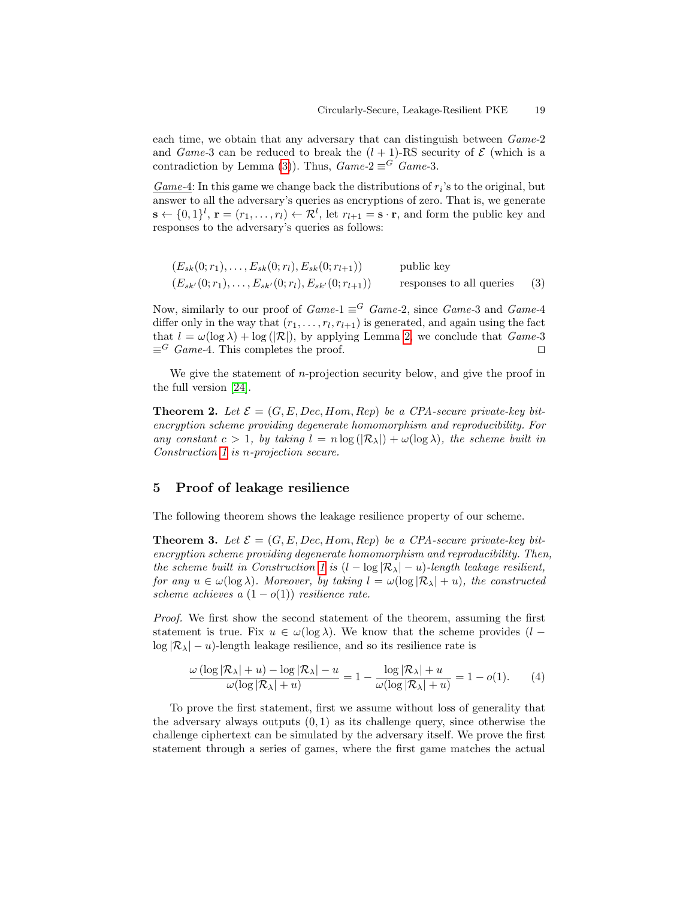each time, we obtain that any adversary that can distinguish between *Game*-2 and *Game*-3 can be reduced to break the $(l+1)$-RS security of $\mathcal{E}$ (which is a contradiction by Lemma (3)). Thus, *Game*-2 $\equiv^G$ *Game*-3.

*Game-4*: In this game we change back the distributions of $r_i$'s to the original, but answer to all the adversary's queries as encryptions of zero. That is, we generate $\mathbf{s} \leftarrow \{0,1\}^l$, $\mathbf{r} = (r_1, \ldots, r_l) \leftarrow \mathcal{R}^l$, let $r_{l+1} = \mathbf{s} \cdot \mathbf{r}$, and form the public key and responses to the adversary's queries as follows:

$$
\begin{array}{ll}
(E_{sk}(0; r_1), \ldots, E_{sk}(0; r_l), E_{sk}(0; r_{l+1})) & \text{public key} \\
(E_{sk'}(0; r_1), \ldots, E_{sk'}(0; r_l), E_{sk'}(0; r_{l+1})) & \text{responses to all queries}
\end{array} \tag{3}
$$

Now, similarly to our proof of *Game*-1 $\equiv^G$ *Game*-2, since *Game*-3 and *Game*-4 differ only in the way that $(r_1, \ldots, r_l, r_{l+1})$ is generated, and again using the fact that $l = \omega(\log \lambda) + \log(|\mathcal{R}|)$, by applying Lemma 2, we conclude that *Game*-3 $\equiv^G$ *Game*-4. This completes the proof. □

We give the statement of $n$-projection security below, and give the proof in the full version [24].

**Theorem 2.** *Let $\mathcal{E} = (G, E, Dec, Hom, Rep)$ be a CPA-secure private-key bit-encryption scheme providing degenerate homomorphism and reproducibility. For any constant $c > 1$, by taking $l = n \log(|\mathcal{R}_\lambda|) + \omega(\log \lambda)$, the scheme built in Construction 1 is $n$-projection secure.*

## 5 Proof of leakage resilience

The following theorem shows the leakage resilience property of our scheme.

**Theorem 3.** *Let $\mathcal{E} = (G, E, Dec, Hom, Rep)$ be a CPA-secure private-key bit-encryption scheme providing degenerate homomorphism and reproducibility. Then, the scheme built in Construction 1 is $(l - \log |\mathcal{R}_\lambda| - u)$-length leakage resilient, for any $u \in \omega(\log \lambda)$. Moreover, by taking $l = \omega(\log |\mathcal{R}_\lambda| + u)$, the constructed scheme achieves a $(1 - o(1))$ resilience rate.*

*Proof.* We first show the second statement of the theorem, assuming the first statement is true. Fix $u \in \omega(\log \lambda)$. We know that the scheme provides $(l - \log |\mathcal{R}_\lambda| - u)$-length leakage resilience, and so its resilience rate is

$$
\frac{\omega(\log |\mathcal{R}_\lambda| + u) - \log |\mathcal{R}_\lambda| - u}{\omega(\log |\mathcal{R}_\lambda| + u)} = 1 - \frac{\log |\mathcal{R}_\lambda| + u}{\omega(\log |\mathcal{R}_\lambda| + u)} = 1 - o(1). \tag{4}
$$

To prove the first statement, first we assume without loss of generality that the adversary always outputs $(0, 1)$ as its challenge query, since otherwise the challenge ciphertext can be simulated by the adversary itself. We prove the first statement through a series of games, where the first game matches the actual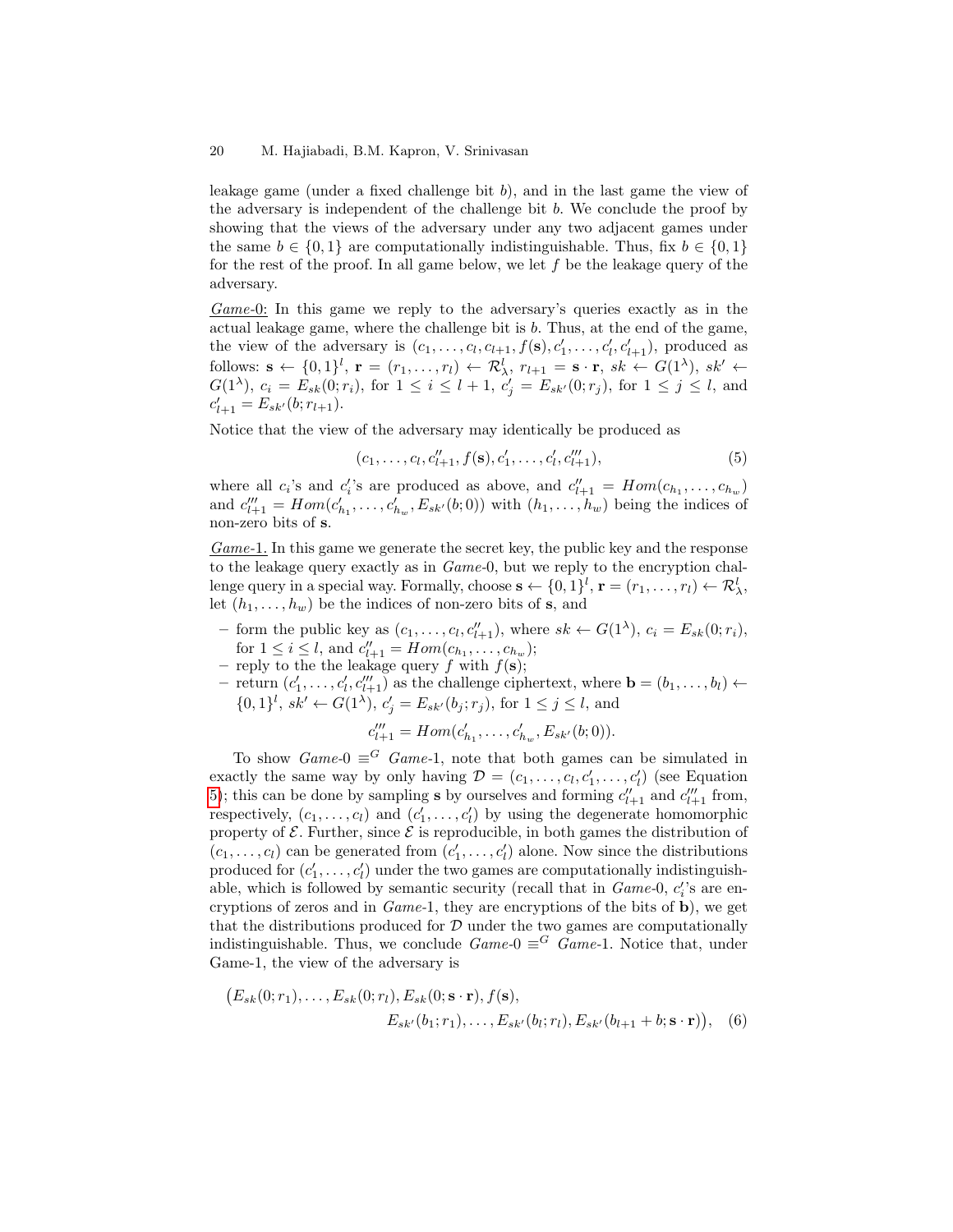leakage game (under a fixed challenge bit $b$), and in the last game the view of the adversary is independent of the challenge bit $b$. We conclude the proof by showing that the views of the adversary under any two adjacent games under the same $b \in \{0,1\}$ are computationally indistinguishable. Thus, fix $b \in \{0,1\}$ for the rest of the proof. In all game below, we let $f$ be the leakage query of the adversary.

*Game*-0: In this game we reply to the adversary's queries exactly as in the actual leakage game, where the challenge bit is $b$. Thus, at the end of the game, the view of the adversary is $(c_1, \ldots, c_l, c_{l+1}, f(\mathbf{s}), c'_1, \ldots, c'_l, c'_{l+1})$, produced as follows: $\mathbf{s} \leftarrow \{0,1\}^l$, $\mathbf{r} = (r_1, \ldots, r_l) \leftarrow \mathcal{R}_\lambda^l$, $r_{l+1} = \mathbf{s} \cdot \mathbf{r}$, $sk \leftarrow G(1^\lambda)$, $sk' \leftarrow G(1^\lambda)$, $c_i = E_{sk}(0; r_i)$, for $1 \leq i \leq l+1$, $c'_j = E_{sk'}(0; r_j)$, for $1 \leq j \leq l$, and $c'_{l+1} = E_{sk'}(b; r_{l+1})$.

Notice that the view of the adversary may identically be produced as

$$(c_1, \ldots, c_l, c''_{l+1}, f(\mathbf{s}), c'_1, \ldots, c'_l, c'''_{l+1}), \tag{5}$$

where all $c_i$'s and $c'_i$'s are produced as above, and $c''_{l+1} = Hom(c_{h_1}, \ldots, c_{h_w})$ and $c'''_{l+1} = Hom(c'_{h_1}, \ldots, c'_{h_w}, E_{sk'}(b; 0))$ with $(h_1, \ldots, h_w)$ being the indices of non-zero bits of $\mathbf{s}$.

*Game*-1. In this game we generate the secret key, the public key and the response to the leakage query exactly as in *Game*-0, but we reply to the encryption challenge query in a special way. Formally, choose $\mathbf{s} \leftarrow \{0,1\}^l$, $\mathbf{r} = (r_1, \ldots, r_l) \leftarrow \mathcal{R}_\lambda^l$, let $(h_1, \ldots, h_w)$ be the indices of non-zero bits of $\mathbf{s}$, and

- form the public key as $(c_1, \ldots, c_l, c''_{l+1})$, where $sk \leftarrow G(1^\lambda)$, $c_i = E_{sk}(0; r_i)$, for $1 \leq i \leq l$, and $c''_{l+1} = Hom(c_{h_1}, \ldots, c_{h_w})$;
- reply to the the leakage query $f$ with $f(\mathbf{s})$;
- return $(c'_1, \ldots, c'_l, c'''_{l+1})$ as the challenge ciphertext, where $\mathbf{b} = (b_1, \ldots, b_l) \leftarrow \{0,1\}^l$, $sk' \leftarrow G(1^\lambda)$, $c'_j = E_{sk'}(b_j; r_j)$, for $1 \leq j \leq l$, and

$$c'''_{l+1} = Hom(c'_{h_1}, \ldots, c'_{h_w}, E_{sk'}(b; 0)).$$

To show *Game*-0 $\equiv^G$ *Game*-1, note that both games can be simulated in exactly the same way by only having $\mathcal{D} = (c_1, \ldots, c_l, c'_1, \ldots, c'_l)$ (see Equation 5); this can be done by sampling $\mathbf{s}$ by ourselves and forming $c''_{l+1}$ and $c'''_{l+1}$ from, respectively, $(c_1, \ldots, c_l)$ and $(c'_1, \ldots, c'_l)$ by using the degenerate homomorphic property of $\mathcal{E}$. Further, since $\mathcal{E}$ is reproducible, in both games the distribution of $(c_1, \ldots, c_l)$ can be generated from $(c'_1, \ldots, c'_l)$ alone. Now since the distributions produced for $(c'_1, \ldots, c'_l)$ under the two games are computationally indistinguishable, which is followed by semantic security (recall that in *Game*-0, $c'_i$'s are encryptions of zeros and in *Game*-1, they are encryptions of the bits of $\mathbf{b}$), we get that the distributions produced for $\mathcal{D}$ under the two games are computationally indistinguishable. Thus, we conclude *Game*-0 $\equiv^G$ *Game*-1. Notice that, under Game-1, the view of the adversary is

$$\big(E_{sk}(0; r_1), \ldots, E_{sk}(0; r_l), E_{sk}(0; \mathbf{s} \cdot \mathbf{r}), f(\mathbf{s}),$$
$$E_{sk'}(b_1; r_1), \ldots, E_{sk'}(b_l; r_l), E_{sk'}(b_{l+1} + b; \mathbf{s} \cdot \mathbf{r})\big), \quad (6)$$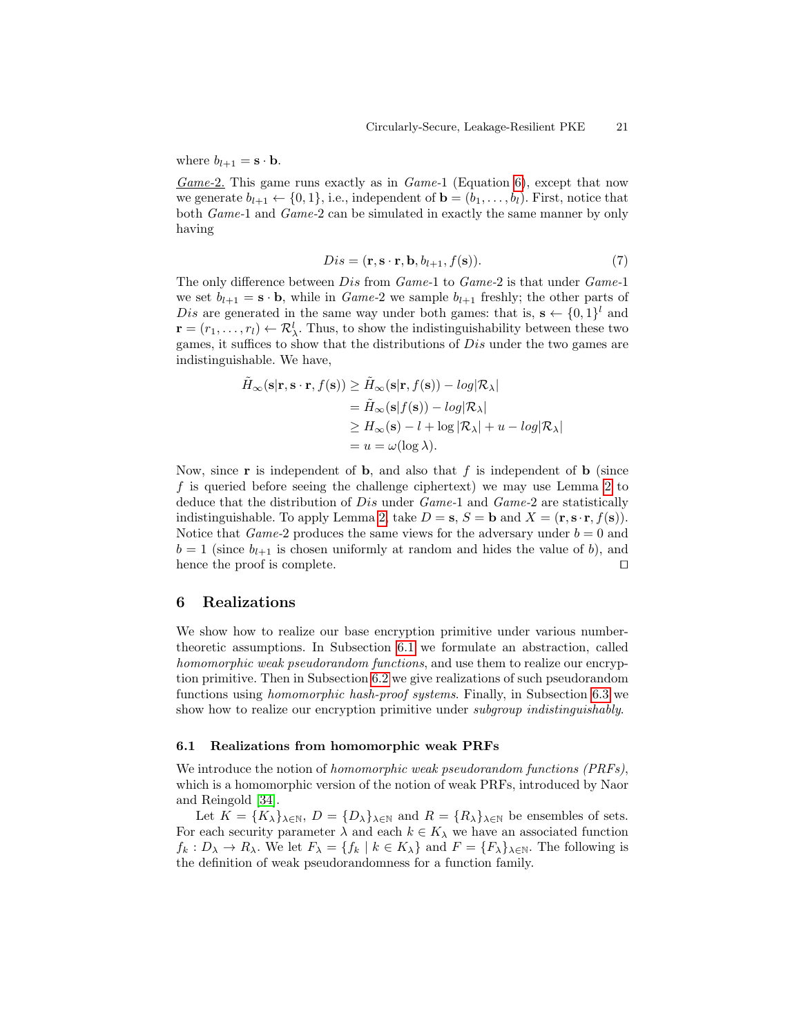where $b_{l+1} = \mathbf{s} \cdot \mathbf{b}$.

<u>*Game*-2.</u> This game runs exactly as in *Game*-1 (Equation 6), except that now we generate $b_{l+1} \leftarrow \{0, 1\}$, i.e., independent of $\mathbf{b} = (b_1, \ldots, b_l)$. First, notice that both *Game*-1 and *Game*-2 can be simulated in exactly the same manner by only having

$$Dis = (\mathbf{r}, \mathbf{s} \cdot \mathbf{r}, \mathbf{b}, b_{l+1}, f(\mathbf{s})). \tag{7}$$

The only difference between *Dis* from *Game*-1 to *Game*-2 is that under *Game*-1 we set $b_{l+1} = \mathbf{s} \cdot \mathbf{b}$, while in *Game*-2 we sample $b_{l+1}$ freshly; the other parts of *Dis* are generated in the same way under both games: that is, $\mathbf{s} \leftarrow \{0, 1\}^l$ and $\mathbf{r} = (r_1, \ldots, r_l) \leftarrow \mathcal{R}_\lambda^l$. Thus, to show the indistinguishability between these two games, it suffices to show that the distributions of *Dis* under the two games are indistinguishable. We have,

$$\begin{aligned}
\tilde{H}_\infty(\mathbf{s} | \mathbf{r}, \mathbf{s} \cdot \mathbf{r}, f(\mathbf{s})) &\geq \tilde{H}_\infty(\mathbf{s} | \mathbf{r}, f(\mathbf{s})) - log|\mathcal{R}_\lambda| \\
&= \tilde{H}_\infty(\mathbf{s} | f(\mathbf{s})) - log|\mathcal{R}_\lambda| \\
&\geq H_\infty(\mathbf{s}) - l + \log|\mathcal{R}_\lambda| + u - log|\mathcal{R}_\lambda| \\
&= u = \omega(\log \lambda).
\end{aligned}$$

Now, since $\mathbf{r}$ is independent of $\mathbf{b}$, and also that $f$ is independent of $\mathbf{b}$ (since $f$ is queried before seeing the challenge ciphertext) we may use Lemma 2 to deduce that the distribution of *Dis* under *Game*-1 and *Game*-2 are statistically indistinguishable. To apply Lemma 2, take $D = \mathbf{s}$, $S = \mathbf{b}$ and $X = (\mathbf{r}, \mathbf{s} \cdot \mathbf{r}, f(\mathbf{s}))$. Notice that *Game*-2 produces the same views for the adversary under $b = 0$ and $b = 1$ (since $b_{l+1}$ is chosen uniformly at random and hides the value of $b$), and hence the proof is complete. ◻

## 6 Realizations

We show how to realize our base encryption primitive under various number-theoretic assumptions. In Subsection 6.1 we formulate an abstraction, called *homomorphic weak pseudorandom functions*, and use them to realize our encryption primitive. Then in Subsection 6.2 we give realizations of such pseudorandom functions using *homomorphic hash-proof systems*. Finally, in Subsection 6.3 we show how to realize our encryption primitive under *subgroup indistinguishably*.

### 6.1 Realizations from homomorphic weak PRFs

We introduce the notion of *homomorphic weak pseudorandom functions (PRFs)*, which is a homomorphic version of the notion of weak PRFs, introduced by Naor and Reingold [34].

Let $K = \{K_\lambda\}_{\lambda \in \mathbb{N}}$, $D = \{D_\lambda\}_{\lambda \in \mathbb{N}}$ and $R = \{R_\lambda\}_{\lambda \in \mathbb{N}}$ be ensembles of sets. For each security parameter $\lambda$ and each $k \in K_\lambda$ we have an associated function $f_k : D_\lambda \to R_\lambda$. We let $F_\lambda = \{f_k \mid k \in K_\lambda\}$ and $F = \{F_\lambda\}_{\lambda \in \mathbb{N}}$. The following is the definition of weak pseudorandomness for a function family.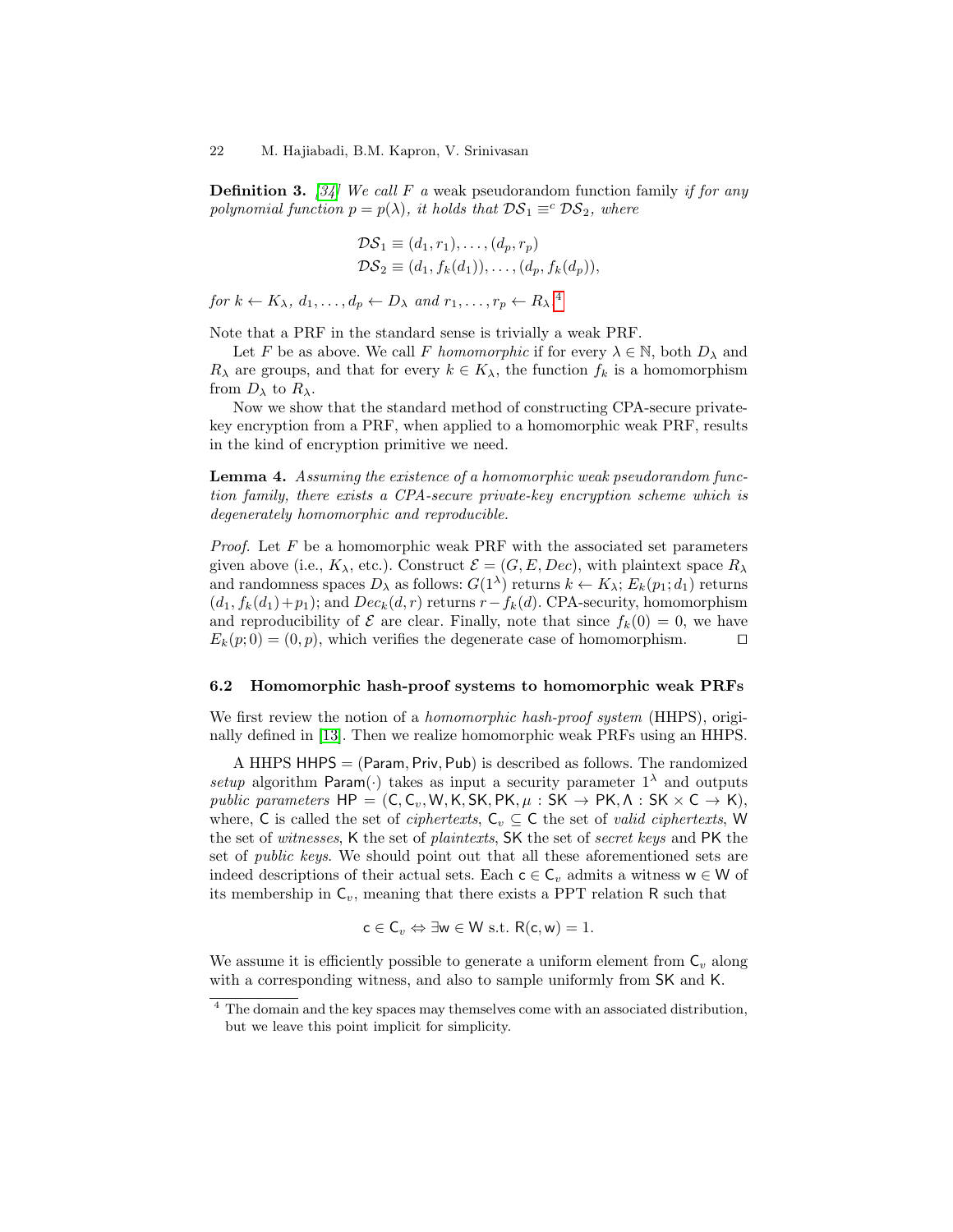**Definition 3.** [34] *We call $F$ a* weak pseudorandom function family *if for any polynomial function $p = p(\lambda)$, it holds that $\mathcal{DS}_1 \equiv^c \mathcal{DS}_2$, where*

$$\mathcal{DS}_1 \equiv (d_1, r_1), \ldots, (d_p, r_p)$$
$$\mathcal{DS}_2 \equiv (d_1, f_k(d_1)), \ldots, (d_p, f_k(d_p)),$$

*for $k \leftarrow K_\lambda$, $d_1, \ldots, d_p \leftarrow D_\lambda$ and $r_1, \ldots, r_p \leftarrow R_\lambda$.*[4]

Note that a PRF in the standard sense is trivially a weak PRF.

Let $F$ be as above. We call $F$ *homomorphic* if for every $\lambda \in \mathbb{N}$, both $D_\lambda$ and $R_\lambda$ are groups, and that for every $k \in K_\lambda$, the function $f_k$ is a homomorphism from $D_\lambda$ to $R_\lambda$.

Now we show that the standard method of constructing CPA-secure private-key encryption from a PRF, when applied to a homomorphic weak PRF, results in the kind of encryption primitive we need.

**Lemma 4.** *Assuming the existence of a homomorphic weak pseudorandom function family, there exists a CPA-secure private-key encryption scheme which is degenerately homomorphic and reproducible.*

*Proof.* Let $F$ be a homomorphic weak PRF with the associated set parameters given above (i.e., $K_\lambda$, etc.). Construct $\mathcal{E} = (G, E, Dec)$, with plaintext space $R_\lambda$ and randomness spaces $D_\lambda$ as follows: $G(1^\lambda)$ returns $k \leftarrow K_\lambda$; $E_k(p_1; d_1)$ returns $(d_1, f_k(d_1)+p_1)$; and $Dec_k(d, r)$ returns $r - f_k(d)$. CPA-security, homomorphism and reproducibility of $\mathcal{E}$ are clear. Finally, note that since $f_k(0) = 0$, we have $E_k(p; 0) = (0, p)$, which verifies the degenerate case of homomorphism. ◻

### 6.2 Homomorphic hash-proof systems to homomorphic weak PRFs

We first review the notion of a *homomorphic hash-proof system* (HHPS), originally defined in [13]. Then we realize homomorphic weak PRFs using an HHPS.

A HHPS $\mathsf{HHPS} = (\mathsf{Param}, \mathsf{Priv}, \mathsf{Pub})$ is described as follows. The randomized *setup* algorithm $\mathsf{Param}(\cdot)$ takes as input a security parameter $1^\lambda$ and outputs *public parameters* $\mathsf{HP} = (\mathsf{C}, \mathsf{C}_v, \mathsf{W}, \mathsf{K}, \mathsf{SK}, \mathsf{PK}, \mu : \mathsf{SK} \rightarrow \mathsf{PK}, \Lambda : \mathsf{SK} \times \mathsf{C} \rightarrow \mathsf{K})$, where, $\mathsf{C}$ is called the set of *ciphertexts*, $\mathsf{C}_v \subseteq \mathsf{C}$ the set of *valid ciphertexts*, $\mathsf{W}$ the set of *witnesses*, $\mathsf{K}$ the set of *plaintexts*, $\mathsf{SK}$ the set of *secret keys* and $\mathsf{PK}$ the set of *public keys*. We should point out that all these aforementioned sets are indeed descriptions of their actual sets. Each $\mathsf{c} \in \mathsf{C}_v$ admits a witness $\mathsf{w} \in \mathsf{W}$ of its membership in $\mathsf{C}_v$, meaning that there exists a PPT relation $\mathsf{R}$ such that

$$\mathsf{c} \in \mathsf{C}_v \Leftrightarrow \exists \mathsf{w} \in \mathsf{W} \text{ s.t. } \mathsf{R}(\mathsf{c}, \mathsf{w}) = 1.$$

We assume it is efficiently possible to generate a uniform element from $\mathsf{C}_v$ along with a corresponding witness, and also to sample uniformly from $\mathsf{SK}$ and $\mathsf{K}$.

---

[4] The domain and the key spaces may themselves come with an associated distribution, but we leave this point implicit for simplicity.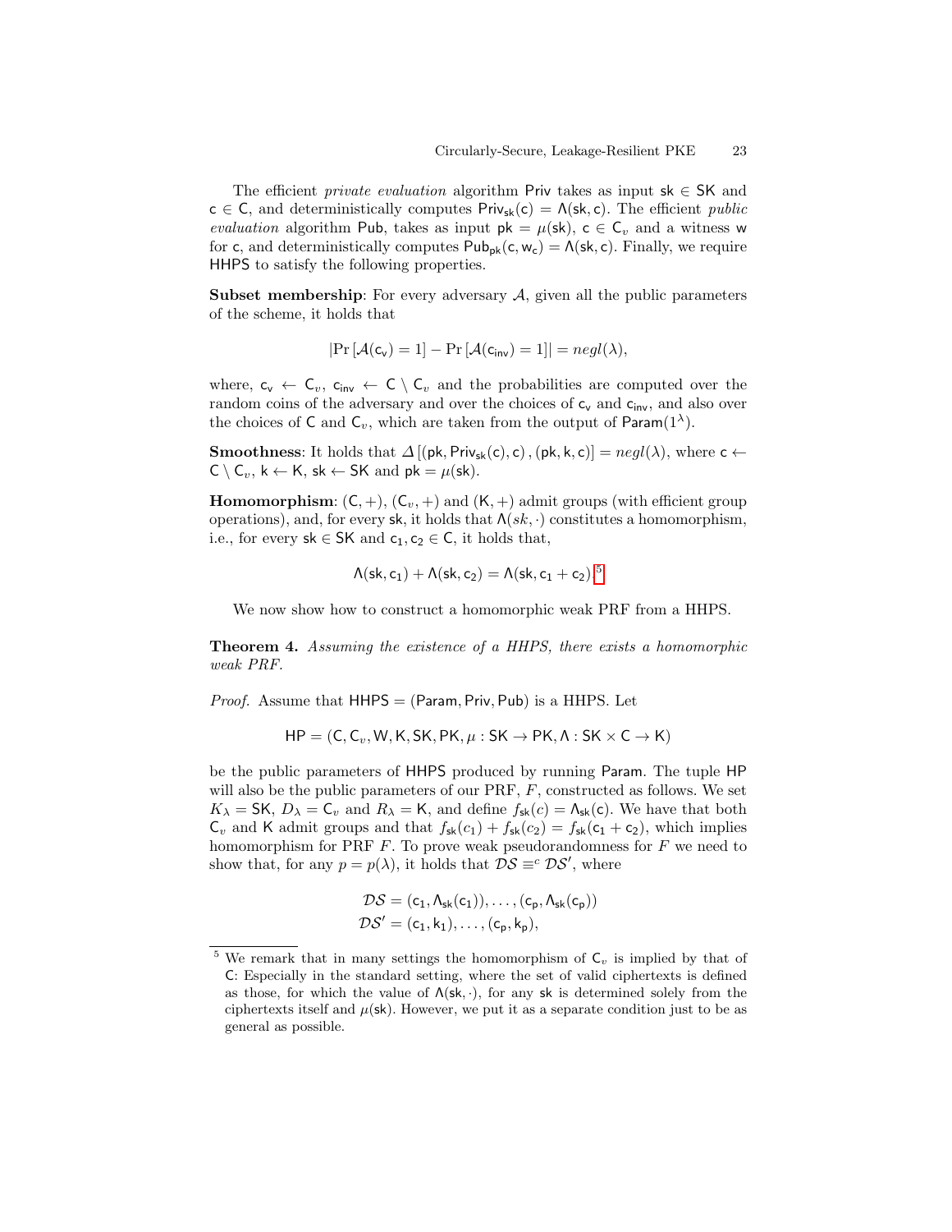The efficient *private evaluation* algorithm Priv takes as input $\mathsf{sk} \in \mathsf{SK}$ and $\mathsf{c} \in \mathsf{C}$, and deterministically computes $\mathsf{Priv}_{\mathsf{sk}}(\mathsf{c}) = \Lambda(\mathsf{sk}, \mathsf{c})$. The efficient *public evaluation* algorithm Pub, takes as input $\mathsf{pk} = \mu(\mathsf{sk})$, $\mathsf{c} \in \mathsf{C}_v$ and a witness $\mathsf{w}$ for $\mathsf{c}$, and deterministically computes $\mathsf{Pub}_{\mathsf{pk}}(\mathsf{c}, \mathsf{w}_{\mathsf{c}}) = \Lambda(\mathsf{sk}, \mathsf{c})$. Finally, we require HHPS to satisfy the following properties.

**Subset membership**: For every adversary $\mathcal{A}$, given all the public parameters of the scheme, it holds that

$$|\Pr[\mathcal{A}(\mathsf{c}_{\mathsf{v}}) = 1] - \Pr[\mathcal{A}(\mathsf{c}_{\mathsf{inv}}) = 1]| = negl(\lambda),$$

where, $\mathsf{c}_{\mathsf{v}} \leftarrow \mathsf{C}_v$, $\mathsf{c}_{\mathsf{inv}} \leftarrow \mathsf{C} \setminus \mathsf{C}_v$ and the probabilities are computed over the random coins of the adversary and over the choices of $\mathsf{c}_{\mathsf{v}}$ and $\mathsf{c}_{\mathsf{inv}}$, and also over the choices of $\mathsf{C}$ and $\mathsf{C}_v$, which are taken from the output of $\mathsf{Param}(1^\lambda)$.

**Smoothness**: It holds that $\Delta\left[(\mathsf{pk}, \mathsf{Priv}_{\mathsf{sk}}(\mathsf{c}), \mathsf{c}), (\mathsf{pk}, \mathsf{k}, \mathsf{c})\right] = negl(\lambda)$, where $\mathsf{c} \leftarrow \mathsf{C} \setminus \mathsf{C}_v$, $\mathsf{k} \leftarrow \mathsf{K}$, $\mathsf{sk} \leftarrow \mathsf{SK}$ and $\mathsf{pk} = \mu(\mathsf{sk})$.

**Homomorphism**: $(\mathsf{C}, +)$, $(\mathsf{C}_v, +)$ and $(\mathsf{K}, +)$ admit groups (with efficient group operations), and, for every $\mathsf{sk}$, it holds that $\Lambda(sk, \cdot)$ constitutes a homomorphism, i.e., for every $\mathsf{sk} \in \mathsf{SK}$ and $\mathsf{c}_1, \mathsf{c}_2 \in \mathsf{C}$, it holds that,

$$\Lambda(\mathsf{sk}, \mathsf{c}_1) + \Lambda(\mathsf{sk}, \mathsf{c}_2) = \Lambda(\mathsf{sk}, \mathsf{c}_1 + \mathsf{c}_2).[5]$$

We now show how to construct a homomorphic weak PRF from a HHPS.

**Theorem 4.** *Assuming the existence of a HHPS, there exists a homomorphic weak PRF.*

*Proof.* Assume that $\mathsf{HHPS} = (\mathsf{Param}, \mathsf{Priv}, \mathsf{Pub})$ is a HHPS. Let

$$\mathsf{HP} = (\mathsf{C}, \mathsf{C}_v, \mathsf{W}, \mathsf{K}, \mathsf{SK}, \mathsf{PK}, \mu : \mathsf{SK} \to \mathsf{PK}, \Lambda : \mathsf{SK} \times \mathsf{C} \to \mathsf{K})$$

be the public parameters of HHPS produced by running Param. The tuple HP will also be the public parameters of our PRF, $F$, constructed as follows. We set $K_\lambda = \mathsf{SK}$, $D_\lambda = \mathsf{C}_v$ and $R_\lambda = \mathsf{K}$, and define $f_{\mathsf{sk}}(c) = \Lambda_{\mathsf{sk}}(\mathsf{c})$. We have that both $\mathsf{C}_v$ and $\mathsf{K}$ admit groups and that $f_{\mathsf{sk}}(c_1) + f_{\mathsf{sk}}(c_2) = f_{\mathsf{sk}}(\mathsf{c}_1 + \mathsf{c}_2)$, which implies homomorphism for PRF $F$. To prove weak pseudorandomness for $F$ we need to show that, for any $p = p(\lambda)$, it holds that $\mathcal{DS} \equiv^c \mathcal{DS}'$, where

$$\mathcal{DS} = (\mathsf{c}_1, \Lambda_{\mathsf{sk}}(\mathsf{c}_1)), \ldots, (\mathsf{c}_{\mathsf{p}}, \Lambda_{\mathsf{sk}}(\mathsf{c}_{\mathsf{p}}))$$
$$\mathcal{DS}' = (\mathsf{c}_1, \mathsf{k}_1), \ldots, (\mathsf{c}_{\mathsf{p}}, \mathsf{k}_{\mathsf{p}}),$$

[5] We remark that in many settings the homomorphism of $\mathsf{C}_v$ is implied by that of $\mathsf{C}$: Especially in the standard setting, where the set of valid ciphertexts is defined as those, for which the value of $\Lambda(\mathsf{sk}, \cdot)$, for any $\mathsf{sk}$ is determined solely from the ciphertexts itself and $\mu(\mathsf{sk})$. However, we put it as a separate condition just to be as general as possible.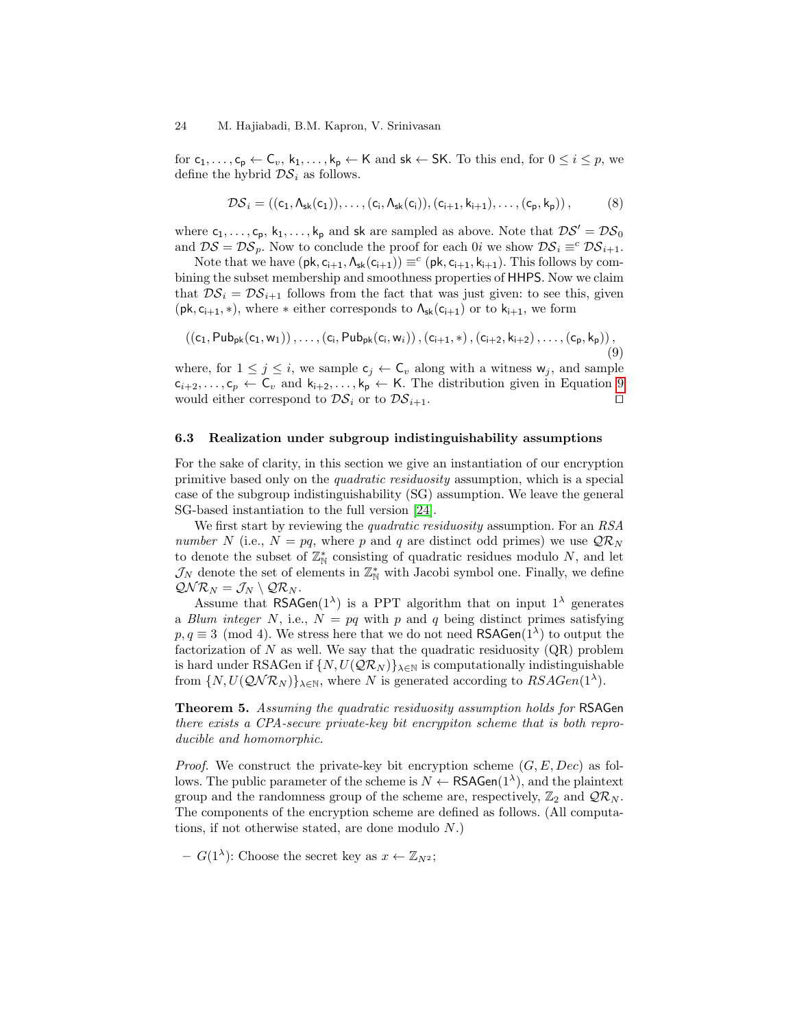for $\mathsf{c}_1, \ldots, \mathsf{c}_\mathsf{p} \leftarrow \mathsf{C}_v$, $\mathsf{k}_1, \ldots, \mathsf{k}_\mathsf{p} \leftarrow \mathsf{K}$ and $\mathsf{sk} \leftarrow \mathsf{SK}$. To this end, for $0 \leq i \leq p$, we define the hybrid $\mathcal{DS}_i$ as follows.

$$\mathcal{DS}_i = ((\mathsf{c}_1, \Lambda_{\mathsf{sk}}(\mathsf{c}_1)), \ldots, (\mathsf{c}_\mathsf{i}, \Lambda_{\mathsf{sk}}(\mathsf{c}_\mathsf{i})), (\mathsf{c}_{\mathsf{i}+1}, \mathsf{k}_{\mathsf{i}+1}), \ldots, (\mathsf{c}_\mathsf{p}, \mathsf{k}_\mathsf{p})), \tag{8}$$

where $\mathsf{c}_1, \ldots, \mathsf{c}_\mathsf{p}$, $\mathsf{k}_1, \ldots, \mathsf{k}_\mathsf{p}$ and $\mathsf{sk}$ are sampled as above. Note that $\mathcal{DS}' = \mathcal{DS}_0$ and $\mathcal{DS} = \mathcal{DS}_p$. Now to conclude the proof for each $0i$ we show $\mathcal{DS}_i \equiv^c \mathcal{DS}_{i+1}$.

Note that we have $(\mathsf{pk}, \mathsf{c}_{\mathsf{i}+1}, \Lambda_{\mathsf{sk}}(\mathsf{c}_{\mathsf{i}+1})) \equiv^c (\mathsf{pk}, \mathsf{c}_{\mathsf{i}+1}, \mathsf{k}_{\mathsf{i}+1})$. This follows by combining the subset membership and smoothness properties of HHPS. Now we claim that $\mathcal{DS}_i = \mathcal{DS}_{i+1}$ follows from the fact that was just given: to see this, given $(\mathsf{pk}, \mathsf{c}_{\mathsf{i}+1}, *)$, where $*$ either corresponds to $\Lambda_{\mathsf{sk}}(\mathsf{c}_{\mathsf{i}+1})$ or to $\mathsf{k}_{\mathsf{i}+1}$, we form

$$((\mathsf{c}_1, \mathsf{Pub}_{\mathsf{pk}}(\mathsf{c}_1, \mathsf{w}_1)), \ldots, (\mathsf{c}_\mathsf{i}, \mathsf{Pub}_{\mathsf{pk}}(\mathsf{c}_\mathsf{i}, \mathsf{w}_i)), (\mathsf{c}_{\mathsf{i}+1}, *), (\mathsf{c}_{\mathsf{i}+2}, \mathsf{k}_{\mathsf{i}+2}), \ldots, (\mathsf{c}_\mathsf{p}, \mathsf{k}_\mathsf{p})), \tag{9}$$

where, for $1 \leq j \leq i$, we sample $\mathsf{c}_j \leftarrow \mathsf{C}_v$ along with a witness $\mathsf{w}_j$, and sample $\mathsf{c}_{i+2}, \ldots, \mathsf{c}_p \leftarrow \mathsf{C}_v$ and $\mathsf{k}_{\mathsf{i}+2}, \ldots, \mathsf{k}_\mathsf{p} \leftarrow \mathsf{K}$. The distribution given in Equation 9 would either correspond to $\mathcal{DS}_i$ or to $\mathcal{DS}_{i+1}$. □

### 6.3 Realization under subgroup indistinguishability assumptions

For the sake of clarity, in this section we give an instantiation of our encryption primitive based only on the *quadratic residuosity* assumption, which is a special case of the subgroup indistinguishability (SG) assumption. We leave the general SG-based instantiation to the full version [24].

We first start by reviewing the *quadratic residuosity* assumption. For an *RSA number* $N$ (i.e., $N = pq$, where $p$ and $q$ are distinct odd primes) we use $\mathcal{QR}_N$ to denote the subset of $\mathbb{Z}_{\mathbb{N}}^*$ consisting of quadratic residues modulo $N$, and let $\mathcal{J}_N$ denote the set of elements in $\mathbb{Z}_{\mathbb{N}}^*$ with Jacobi symbol one. Finally, we define $\mathcal{QNR}_N = \mathcal{J}_N \setminus \mathcal{QR}_N$.

Assume that $\mathsf{RSAGen}(1^\lambda)$ is a PPT algorithm that on input $1^\lambda$ generates a *Blum integer* $N$, i.e., $N = pq$ with $p$ and $q$ being distinct primes satisfying $p, q \equiv 3 \pmod 4$. We stress here that we do not need $\mathsf{RSAGen}(1^\lambda)$ to output the factorization of $N$ as well. We say that the quadratic residuosity (QR) problem is hard under RSAGen if $\{N, U(\mathcal{QR}_N)\}_{\lambda \in \mathbb{N}}$ is computationally indistinguishable from $\{N, U(\mathcal{QNR}_N)\}_{\lambda \in \mathbb{N}}$, where $N$ is generated according to $RSAGen(1^\lambda)$.

**Theorem 5.** *Assuming the quadratic residuosity assumption holds for* RSAGen *there exists a CPA-secure private-key bit encrypiton scheme that is both reproducible and homomorphic.*

*Proof.* We construct the private-key bit encryption scheme $(G, E, Dec)$ as follows. The public parameter of the scheme is $N \leftarrow \mathsf{RSAGen}(1^\lambda)$, and the plaintext group and the randomness group of the scheme are, respectively, $\mathbb{Z}_2$ and $\mathcal{QR}_N$. The components of the encryption scheme are defined as follows. (All computations, if not otherwise stated, are done modulo $N$.)

- $G(1^\lambda)$: Choose the secret key as $x \leftarrow \mathbb{Z}_{N^2}$;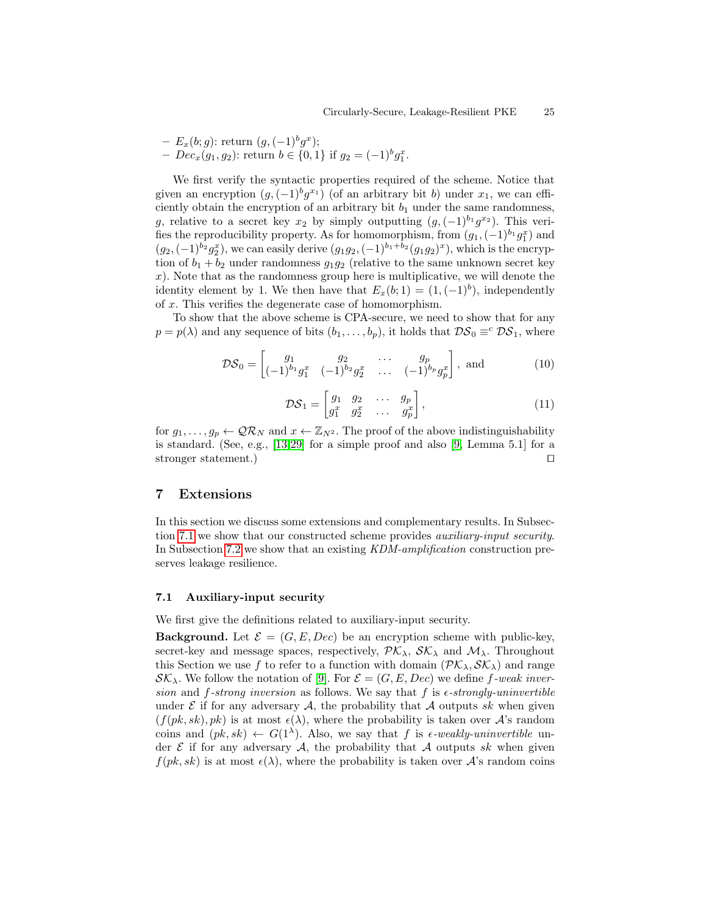- $E_x(b; g)$: return $(g, (-1)^b g^x)$;
- $Dec_x(g_1, g_2)$: return $b \in \{0, 1\}$ if $g_2 = (-1)^b g_1^x$.

We first verify the syntactic properties required of the scheme. Notice that given an encryption $(g, (-1)^b g^{x_1})$ (of an arbitrary bit $b$) under $x_1$, we can efficiently obtain the encryption of an arbitrary bit $b_1$ under the same randomness, $g$, relative to a secret key $x_2$ by simply outputting $(g, (-1)^{b_1} g^{x_2})$. This verifies the reproducibility property. As for homomorphism, from $(g_1, (-1)^{b_1} g_1^x)$ and $(g_2, (-1)^{b_2} g_2^x)$, we can easily derive $(g_1 g_2, (-1)^{b_1+b_2} (g_1 g_2)^x)$, which is the encryption of $b_1 + b_2$ under randomness $g_1 g_2$ (relative to the same unknown secret key $x$). Note that as the randomness group here is multiplicative, we will denote the identity element by 1. We then have that $E_x(b; 1) = (1, (-1)^b)$, independently of $x$. This verifies the degenerate case of homomorphism.

To show that the above scheme is CPA-secure, we need to show that for any $p = p(\lambda)$ and any sequence of bits $(b_1, \ldots, b_p)$, it holds that $\mathcal{DS}_0 \equiv^c \mathcal{DS}_1$, where

$$\mathcal{DS}_0 = \begin{bmatrix} g_1 & g_2 & \cdots & g_p \\ (-1)^{b_1} g_1^x & (-1)^{b_2} g_2^x & \ldots & (-1)^{b_p} g_p^x \end{bmatrix}, \text{ and} \tag{10}$$

$$\mathcal{DS}_1 = \begin{bmatrix} g_1 & g_2 & \cdots & g_p \\ g_1^x & g_2^x & \ldots & g_p^x \end{bmatrix}, \tag{11}$$

for $g_1, \ldots, g_p \leftarrow \mathcal{QR}_N$ and $x \leftarrow \mathbb{Z}_{N^2}$. The proof of the above indistinguishability is standard. (See, e.g., [13,29] for a simple proof and also [9, Lemma 5.1] for a stronger statement.) □

## 7 Extensions

In this section we discuss some extensions and complementary results. In Subsection 7.1 we show that our constructed scheme provides *auxiliary-input security*. In Subsection 7.2 we show that an existing *KDM-amplification* construction preserves leakage resilience.

### 7.1 Auxiliary-input security

We first give the definitions related to auxiliary-input security.

**Background.** Let $\mathcal{E} = (G, E, Dec)$ be an encryption scheme with public-key, secret-key and message spaces, respectively, $\mathcal{PK}_\lambda$, $\mathcal{SK}_\lambda$ and $\mathcal{M}_\lambda$. Throughout this Section we use $f$ to refer to a function with domain $(\mathcal{PK}_\lambda, \mathcal{SK}_\lambda)$ and range $\mathcal{SK}_\lambda$. We follow the notation of [9]. For $\mathcal{E} = (G, E, Dec)$ we define *$f$-weak inversion* and *$f$-strong inversion* as follows. We say that $f$ is *$\epsilon$-strongly-uninvertible* under $\mathcal{E}$ if for any adversary $\mathcal{A}$, the probability that $\mathcal{A}$ outputs $sk$ when given $(f(pk, sk), pk)$ is at most $\epsilon(\lambda)$, where the probability is taken over $\mathcal{A}$'s random coins and $(pk, sk) \leftarrow G(1^\lambda)$. Also, we say that $f$ is *$\epsilon$-weakly-uninvertible* under $\mathcal{E}$ if for any adversary $\mathcal{A}$, the probability that $\mathcal{A}$ outputs $sk$ when given $f(pk, sk)$ is at most $\epsilon(\lambda)$, where the probability is taken over $\mathcal{A}$'s random coins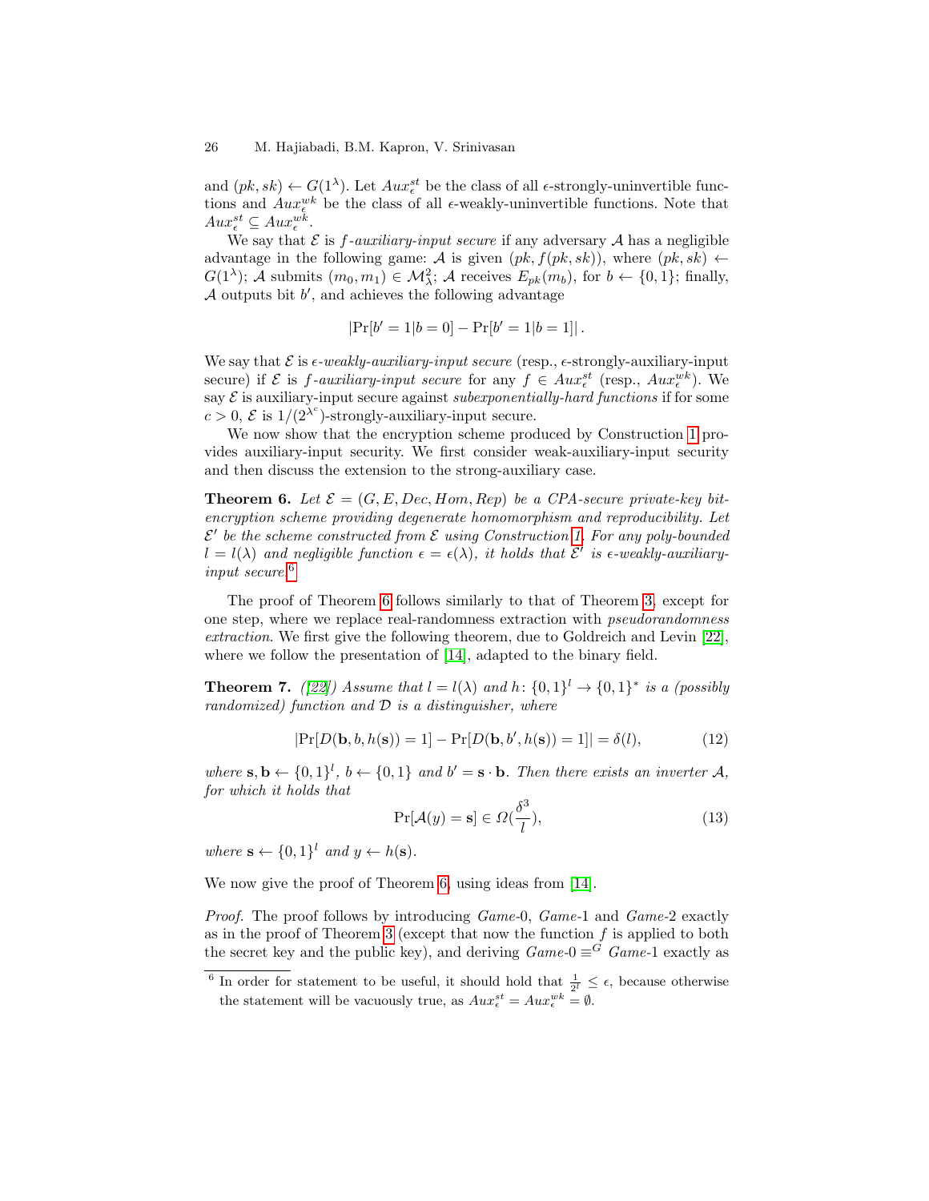and $(pk, sk) \leftarrow G(1^\lambda)$. Let $Aux_\epsilon^{st}$ be the class of all $\epsilon$-strongly-uninvertible functions and $Aux_\epsilon^{wk}$ be the class of all $\epsilon$-weakly-uninvertible functions. Note that $Aux_\epsilon^{st} \subseteq Aux_\epsilon^{wk}$.

We say that $\mathcal{E}$ is *$f$-auxiliary-input secure* if any adversary $\mathcal{A}$ has a negligible advantage in the following game: $\mathcal{A}$ is given $(pk, f(pk, sk))$, where $(pk, sk) \leftarrow G(1^\lambda)$; $\mathcal{A}$ submits $(m_0, m_1) \in \mathcal{M}_\lambda^2$; $\mathcal{A}$ receives $E_{pk}(m_b)$, for $b \leftarrow \{0,1\}$; finally, $\mathcal{A}$ outputs bit $b'$, and achieves the following advantage

$$|\Pr[b' = 1 | b = 0] - \Pr[b' = 1 | b = 1]| .$$

We say that $\mathcal{E}$ is *$\epsilon$-weakly-auxiliary-input secure* (resp., $\epsilon$-strongly-auxiliary-input secure) if $\mathcal{E}$ is *$f$-auxiliary-input secure* for any $f \in Aux_\epsilon^{st}$ (resp., $Aux_\epsilon^{wk}$). We say $\mathcal{E}$ is auxiliary-input secure against *subexponentially-hard functions* if for some $c > 0$, $\mathcal{E}$ is $1/(2^{\lambda^c})$-strongly-auxiliary-input secure.

We now show that the encryption scheme produced by Construction 1 provides auxiliary-input security. We first consider weak-auxiliary-input security and then discuss the extension to the strong-auxiliary case.

**Theorem 6.** *Let $\mathcal{E} = (G, E, Dec, Hom, Rep)$ be a CPA-secure private-key bit-encryption scheme providing degenerate homomorphism and reproducibility. Let $\mathcal{E}'$ be the scheme constructed from $\mathcal{E}$ using Construction 1. For any poly-bounded $l = l(\lambda)$ and negligible function $\epsilon = \epsilon(\lambda)$, it holds that $\mathcal{E}'$ is $\epsilon$-weakly-auxiliary-input secure.*[6]

The proof of Theorem 6 follows similarly to that of Theorem 3, except for one step, where we replace real-randomness extraction with *pseudorandomness extraction*. We first give the following theorem, due to Goldreich and Levin [22], where we follow the presentation of [14], adapted to the binary field.

**Theorem 7.** *([22]) Assume that $l = l(\lambda)$ and $h\colon \{0,1\}^l \to \{0,1\}^*$ is a (possibly randomized) function and $\mathcal{D}$ is a distinguisher, where*

$$|\Pr[D(\mathbf{b}, b, h(\mathbf{s})) = 1] - \Pr[D(\mathbf{b}, b', h(\mathbf{s})) = 1]| = \delta(l), \tag{12}$$

*where $\mathbf{s}, \mathbf{b} \leftarrow \{0,1\}^l$, $b \leftarrow \{0,1\}$ and $b' = \mathbf{s} \cdot \mathbf{b}$. Then there exists an inverter $\mathcal{A}$, for which it holds that*

$$\Pr[\mathcal{A}(y) = \mathbf{s}] \in \Omega(\frac{\delta^3}{l}), \tag{13}$$

*where $\mathbf{s} \leftarrow \{0,1\}^l$ and $y \leftarrow h(\mathbf{s})$.*

We now give the proof of Theorem 6, using ideas from [14].

*Proof.* The proof follows by introducing *Game*-0, *Game*-1 and *Game*-2 exactly as in the proof of Theorem 3 (except that now the function $f$ is applied to both the secret key and the public key), and deriving *Game*-0 $\equiv^G$ *Game*-1 exactly as

[6] In order for statement to be useful, it should hold that $\frac{1}{2^l} \leq \epsilon$, because otherwise the statement will be vacuously true, as $Aux_\epsilon^{st} = Aux_\epsilon^{wk} = \emptyset$.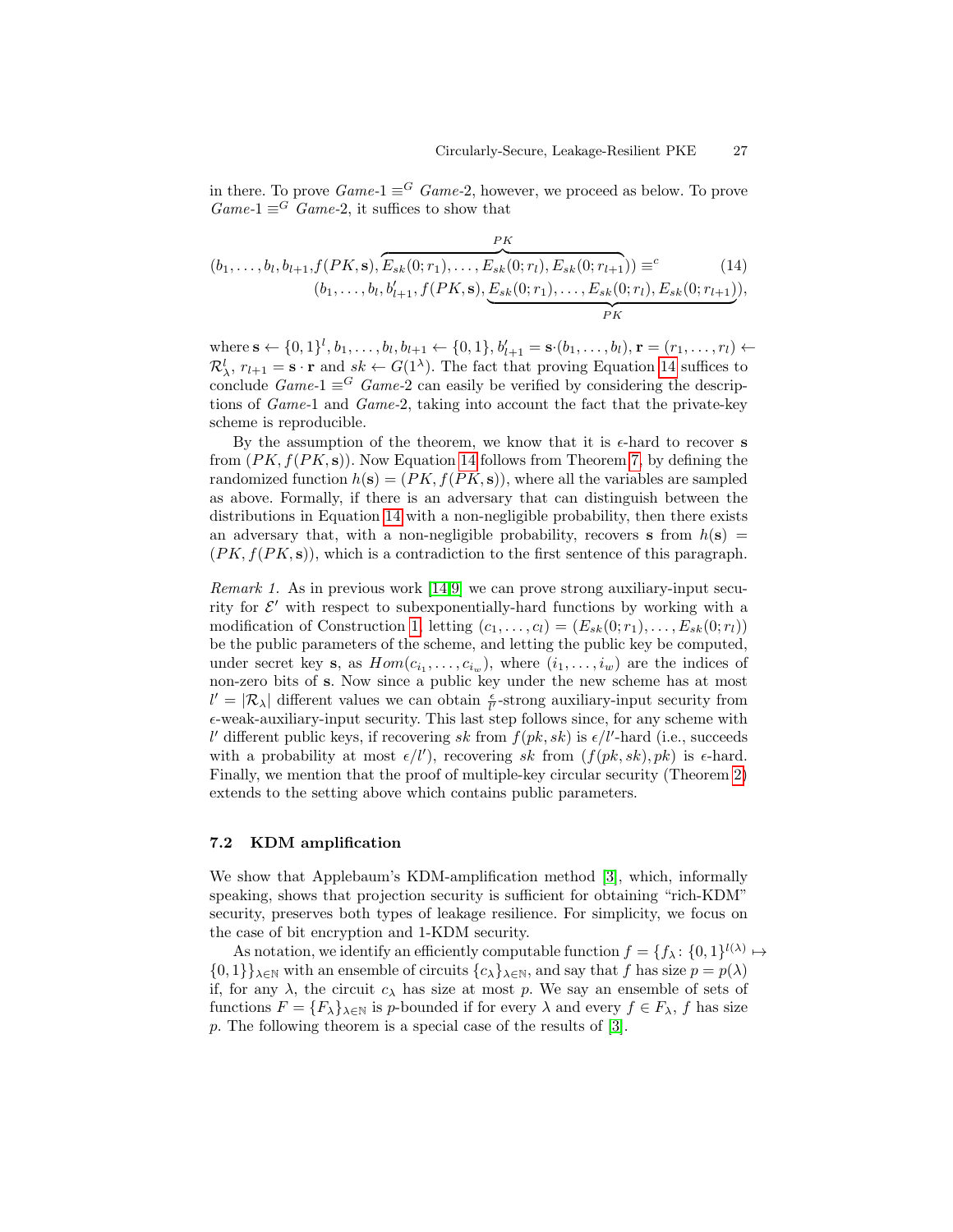in there. To prove *Game*-1 $\equiv^G$ *Game*-2, however, we proceed as below. To prove *Game*-1 $\equiv^G$ *Game*-2, it suffices to show that

$$(b_1, \ldots, b_l, b_{l+1}, f(PK, \mathbf{s}), \overbrace{E_{sk}(0; r_1), \ldots, E_{sk}(0; r_l), E_{sk}(0; r_{l+1})}^{PK}) \equiv^c \\ (b_1, \ldots, b_l, b'_{l+1}, f(PK, \mathbf{s}), \underbrace{E_{sk}(0; r_1), \ldots, E_{sk}(0; r_l), E_{sk}(0; r_{l+1})}_{PK}), \tag{14}$$

where $\mathbf{s} \leftarrow \{0,1\}^l$, $b_1, \ldots, b_l, b_{l+1} \leftarrow \{0,1\}$, $b'_{l+1} = \mathbf{s} \cdot (b_1, \ldots, b_l)$, $\mathbf{r} = (r_1, \ldots, r_l) \leftarrow \mathcal{R}^l_\lambda$, $r_{l+1} = \mathbf{s} \cdot \mathbf{r}$ and $sk \leftarrow G(1^\lambda)$. The fact that proving Equation 14 suffices to conclude *Game*-1 $\equiv^G$ *Game*-2 can easily be verified by considering the descriptions of *Game*-1 and *Game*-2, taking into account the fact that the private-key scheme is reproducible.

By the assumption of the theorem, we know that it is $\epsilon$-hard to recover $\mathbf{s}$ from $(PK, f(PK, \mathbf{s}))$. Now Equation 14 follows from Theorem 7, by defining the randomized function $h(\mathbf{s}) = (PK, f(PK, \mathbf{s}))$, where all the variables are sampled as above. Formally, if there is an adversary that can distinguish between the distributions in Equation 14 with a non-negligible probability, then there exists an adversary that, with a non-negligible probability, recovers $\mathbf{s}$ from $h(\mathbf{s}) = (PK, f(PK, \mathbf{s}))$, which is a contradiction to the first sentence of this paragraph.

*Remark 1.* As in previous work [14,9] we can prove strong auxiliary-input security for $\mathcal{E}'$ with respect to subexponentially-hard functions by working with a modification of Construction 1, letting $(c_1, \ldots, c_l) = (E_{sk}(0; r_1), \ldots, E_{sk}(0; r_l))$ be the public parameters of the scheme, and letting the public key be computed, under secret key $\mathbf{s}$, as $Hom(c_{i_1}, \ldots, c_{i_w})$, where $(i_1, \ldots, i_w)$ are the indices of non-zero bits of $\mathbf{s}$. Now since a public key under the new scheme has at most $l' = |\mathcal{R}_\lambda|$ different values we can obtain $\frac{\epsilon}{l'}$-strong auxiliary-input security from $\epsilon$-weak-auxiliary-input security. This last step follows since, for any scheme with $l'$ different public keys, if recovering $sk$ from $f(pk, sk)$ is $\epsilon/l'$-hard (i.e., succeeds with a probability at most $\epsilon/l'$), recovering $sk$ from $(f(pk, sk), pk)$ is $\epsilon$-hard. Finally, we mention that the proof of multiple-key circular security (Theorem 2) extends to the setting above which contains public parameters.

### 7.2 KDM amplification

We show that Applebaum's KDM-amplification method [3], which, informally speaking, shows that projection security is sufficient for obtaining "rich-KDM" security, preserves both types of leakage resilience. For simplicity, we focus on the case of bit encryption and 1-KDM security.

As notation, we identify an efficiently computable function $f = \{f_\lambda \colon \{0,1\}^{l(\lambda)} \mapsto \{0,1\}\}_{\lambda \in \mathbb{N}}$ with an ensemble of circuits $\{c_\lambda\}_{\lambda \in \mathbb{N}}$, and say that $f$ has size $p = p(\lambda)$ if, for any $\lambda$, the circuit $c_\lambda$ has size at most $p$. We say an ensemble of sets of functions $F = \{F_\lambda\}_{\lambda \in \mathbb{N}}$ is $p$-bounded if for every $\lambda$ and every $f \in F_\lambda$, $f$ has size $p$. The following theorem is a special case of the results of [3].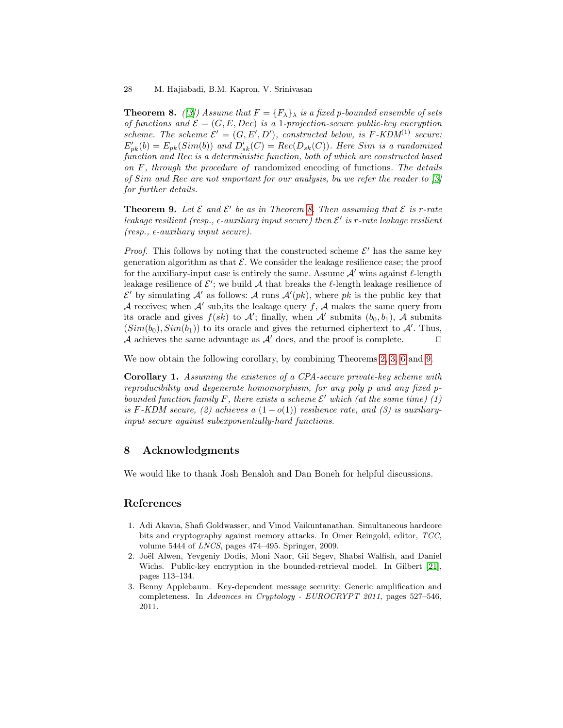**Theorem 8.** *([3]) Assume that $F = \{F_\lambda\}_\lambda$ is a fixed p-bounded ensemble of sets of functions and $\mathcal{E} = (G, E, Dec)$ is a 1-projection-secure public-key encryption scheme. The scheme $\mathcal{E}' = (G, E', D')$, constructed below, is $F$-KDM$^{(1)}$ secure: $E'_{pk}(b) = E_{pk}(Sim(b))$ and $D'_{sk}(C) = Rec(D_{sk}(C))$. Here Sim is a randomized function and Rec is a deterministic function, both of which are constructed based on F, through the procedure of* randomized encoding of functions*. The details of Sim and Rec are not important for our analysis, bu we refer the reader to [3] for further details.*

**Theorem 9.** *Let $\mathcal{E}$ and $\mathcal{E}'$ be as in Theorem 8. Then assuming that $\mathcal{E}$ is r-rate leakage resilient (resp., $\epsilon$-auxiliary input secure) then $\mathcal{E}'$ is r-rate leakage resilient (resp., $\epsilon$-auxiliary input secure).*

*Proof.* This follows by noting that the constructed scheme $\mathcal{E}'$ has the same key generation algorithm as that $\mathcal{E}$. We consider the leakage resilience case; the proof for the auxiliary-input case is entirely the same. Assume $\mathcal{A}'$ wins against $\ell$-length leakage resilience of $\mathcal{E}'$; we build $\mathcal{A}$ that breaks the $\ell$-length leakage resilience of $\mathcal{E}'$ by simulating $\mathcal{A}'$ as follows: $\mathcal{A}$ runs $\mathcal{A}'(pk)$, where $pk$ is the public key that $\mathcal{A}$ receives; when $\mathcal{A}'$ sub,its the leakage query $f$, $\mathcal{A}$ makes the same query from its oracle and gives $f(sk)$ to $\mathcal{A}'$; finally, when $\mathcal{A}'$ submits $(b_0, b_1)$, $\mathcal{A}$ submits $(Sim(b_0), Sim(b_1))$ to its oracle and gives the returned ciphertext to $\mathcal{A}'$. Thus, $\mathcal{A}$ achieves the same advantage as $\mathcal{A}'$ does, and the proof is complete. ◻

We now obtain the following corollary, by combining Theorems 2, 3, 6 and 9.

**Corollary 1.** *Assuming the existence of a CPA-secure private-key scheme with reproducibility and degenerate homomorphism, for any poly p and any fixed p-bounded function family F, there exists a scheme $\mathcal{E}'$ which (at the same time) (1) is F-KDM secure, (2) achieves a $(1 - o(1))$ resilience rate, and (3) is auxiliary-input secure against subexponentially-hard functions.*

## 8 Acknowledgments

We would like to thank Josh Benaloh and Dan Boneh for helpful discussions.

## References

1. Adi Akavia, Shafi Goldwasser, and Vinod Vaikuntanathan. Simultaneous hardcore bits and cryptography against memory attacks. In Omer Reingold, editor, *TCC*, volume 5444 of *LNCS*, pages 474–495. Springer, 2009.
2. Joël Alwen, Yevgeniy Dodis, Moni Naor, Gil Segev, Shabsi Walfish, and Daniel Wichs. Public-key encryption in the bounded-retrieval model. In Gilbert [21], pages 113–134.
3. Benny Applebaum. Key-dependent message security: Generic amplification and completeness. In *Advances in Cryptology - EUROCRYPT 2011*, pages 527–546, 2011.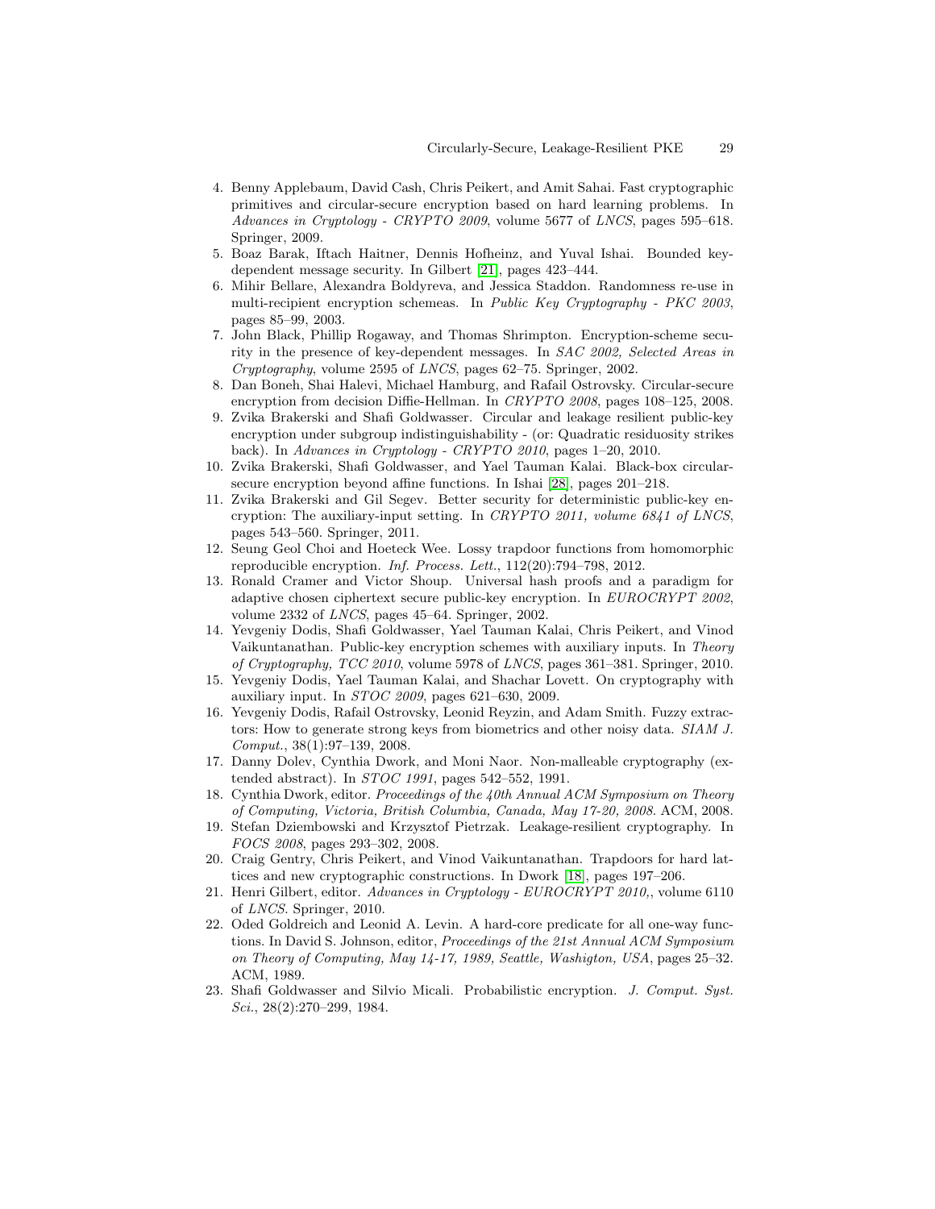4. Benny Applebaum, David Cash, Chris Peikert, and Amit Sahai. Fast cryptographic primitives and circular-secure encryption based on hard learning problems. In *Advances in Cryptology - CRYPTO 2009*, volume 5677 of *LNCS*, pages 595–618. Springer, 2009.
5. Boaz Barak, Iftach Haitner, Dennis Hofheinz, and Yuval Ishai. Bounded key-dependent message security. In Gilbert [21], pages 423–444.
6. Mihir Bellare, Alexandra Boldyreva, and Jessica Staddon. Randomness re-use in multi-recipient encryption schemeas. In *Public Key Cryptography - PKC 2003*, pages 85–99, 2003.
7. John Black, Phillip Rogaway, and Thomas Shrimpton. Encryption-scheme security in the presence of key-dependent messages. In *SAC 2002, Selected Areas in Cryptography*, volume 2595 of *LNCS*, pages 62–75. Springer, 2002.
8. Dan Boneh, Shai Halevi, Michael Hamburg, and Rafail Ostrovsky. Circular-secure encryption from decision Diffie-Hellman. In *CRYPTO 2008*, pages 108–125, 2008.
9. Zvika Brakerski and Shafi Goldwasser. Circular and leakage resilient public-key encryption under subgroup indistinguishability - (or: Quadratic residuosity strikes back). In *Advances in Cryptology - CRYPTO 2010*, pages 1–20, 2010.
10. Zvika Brakerski, Shafi Goldwasser, and Yael Tauman Kalai. Black-box circular-secure encryption beyond affine functions. In Ishai [28], pages 201–218.
11. Zvika Brakerski and Gil Segev. Better security for deterministic public-key encryption: The auxiliary-input setting. In *CRYPTO 2011, volume 6841 of LNCS*, pages 543–560. Springer, 2011.
12. Seung Geol Choi and Hoeteck Wee. Lossy trapdoor functions from homomorphic reproducible encryption. *Inf. Process. Lett.*, 112(20):794–798, 2012.
13. Ronald Cramer and Victor Shoup. Universal hash proofs and a paradigm for adaptive chosen ciphertext secure public-key encryption. In *EUROCRYPT 2002*, volume 2332 of *LNCS*, pages 45–64. Springer, 2002.
14. Yevgeniy Dodis, Shafi Goldwasser, Yael Tauman Kalai, Chris Peikert, and Vinod Vaikuntanathan. Public-key encryption schemes with auxiliary inputs. In *Theory of Cryptography, TCC 2010*, volume 5978 of *LNCS*, pages 361–381. Springer, 2010.
15. Yevgeniy Dodis, Yael Tauman Kalai, and Shachar Lovett. On cryptography with auxiliary input. In *STOC 2009*, pages 621–630, 2009.
16. Yevgeniy Dodis, Rafail Ostrovsky, Leonid Reyzin, and Adam Smith. Fuzzy extractors: How to generate strong keys from biometrics and other noisy data. *SIAM J. Comput.*, 38(1):97–139, 2008.
17. Danny Dolev, Cynthia Dwork, and Moni Naor. Non-malleable cryptography (extended abstract). In *STOC 1991*, pages 542–552, 1991.
18. Cynthia Dwork, editor. *Proceedings of the 40th Annual ACM Symposium on Theory of Computing, Victoria, British Columbia, Canada, May 17-20, 2008*. ACM, 2008.
19. Stefan Dziembowski and Krzysztof Pietrzak. Leakage-resilient cryptography. In *FOCS 2008*, pages 293–302, 2008.
20. Craig Gentry, Chris Peikert, and Vinod Vaikuntanathan. Trapdoors for hard lattices and new cryptographic constructions. In Dwork [18], pages 197–206.
21. Henri Gilbert, editor. *Advances in Cryptology - EUROCRYPT 2010,*, volume 6110 of *LNCS*. Springer, 2010.
22. Oded Goldreich and Leonid A. Levin. A hard-core predicate for all one-way functions. In David S. Johnson, editor, *Proceedings of the 21st Annual ACM Symposium on Theory of Computing, May 14-17, 1989, Seattle, Washigton, USA*, pages 25–32. ACM, 1989.
23. Shafi Goldwasser and Silvio Micali. Probabilistic encryption. *J. Comput. Syst. Sci.*, 28(2):270–299, 1984.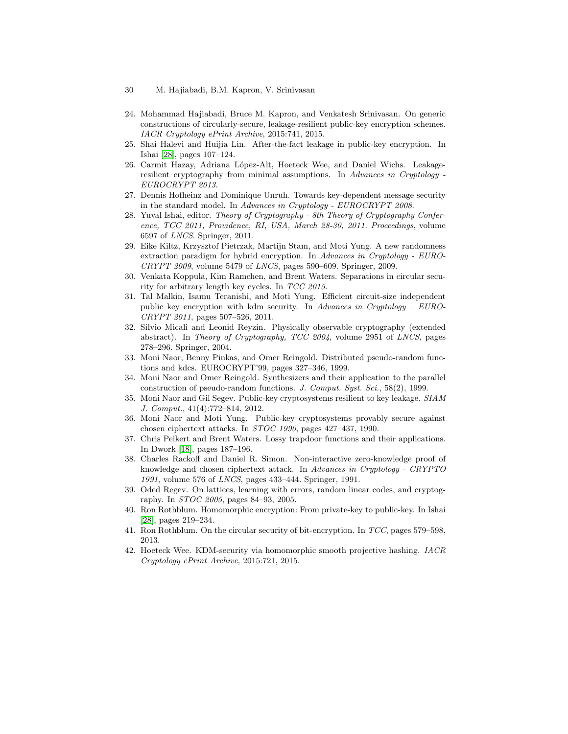24. Mohammad Hajiabadi, Bruce M. Kapron, and Venkatesh Srinivasan. On generic constructions of circularly-secure, leakage-resilient public-key encryption schemes. *IACR Cryptology ePrint Archive*, 2015:741, 2015.
25. Shai Halevi and Huijia Lin. After-the-fact leakage in public-key encryption. In Ishai [28], pages 107–124.
26. Carmit Hazay, Adriana López-Alt, Hoeteck Wee, and Daniel Wichs. Leakage-resilient cryptography from minimal assumptions. In *Advances in Cryptology - EUROCRYPT 2013*.
27. Dennis Hofheinz and Dominique Unruh. Towards key-dependent message security in the standard model. In *Advances in Cryptology - EUROCRYPT 2008*.
28. Yuval Ishai, editor. *Theory of Cryptography - 8th Theory of Cryptography Conference, TCC 2011, Providence, RI, USA, March 28-30, 2011. Proceedings*, volume 6597 of *LNCS*. Springer, 2011.
29. Eike Kiltz, Krzysztof Pietrzak, Martijn Stam, and Moti Yung. A new randomness extraction paradigm for hybrid encryption. In *Advances in Cryptology - EUROCRYPT 2009*, volume 5479 of *LNCS*, pages 590–609. Springer, 2009.
30. Venkata Koppula, Kim Ramchen, and Brent Waters. Separations in circular security for arbitrary length key cycles. In *TCC 2015*.
31. Tal Malkin, Isamu Teranishi, and Moti Yung. Efficient circuit-size independent public key encryption with kdm security. In *Advances in Cryptology – EUROCRYPT 2011*, pages 507–526, 2011.
32. Silvio Micali and Leonid Reyzin. Physically observable cryptography (extended abstract). In *Theory of Cryptography, TCC 2004*, volume 2951 of *LNCS*, pages 278–296. Springer, 2004.
33. Moni Naor, Benny Pinkas, and Omer Reingold. Distributed pseudo-random functions and kdcs. EUROCRYPT'99, pages 327–346, 1999.
34. Moni Naor and Omer Reingold. Synthesizers and their application to the parallel construction of pseudo-random functions. *J. Comput. Syst. Sci.*, 58(2), 1999.
35. Moni Naor and Gil Segev. Public-key cryptosystems resilient to key leakage. *SIAM J. Comput.*, 41(4):772–814, 2012.
36. Moni Naor and Moti Yung. Public-key cryptosystems provably secure against chosen ciphertext attacks. In *STOC 1990*, pages 427–437, 1990.
37. Chris Peikert and Brent Waters. Lossy trapdoor functions and their applications. In Dwork [18], pages 187–196.
38. Charles Rackoff and Daniel R. Simon. Non-interactive zero-knowledge proof of knowledge and chosen ciphertext attack. In *Advances in Cryptology - CRYPTO 1991*, volume 576 of *LNCS*, pages 433–444. Springer, 1991.
39. Oded Regev. On lattices, learning with errors, random linear codes, and cryptography. In *STOC 2005*, pages 84–93, 2005.
40. Ron Rothblum. Homomorphic encryption: From private-key to public-key. In Ishai [28], pages 219–234.
41. Ron Rothblum. On the circular security of bit-encryption. In *TCC*, pages 579–598, 2013.
42. Hoeteck Wee. KDM-security via homomorphic smooth projective hashing. *IACR Cryptology ePrint Archive*, 2015:721, 2015.